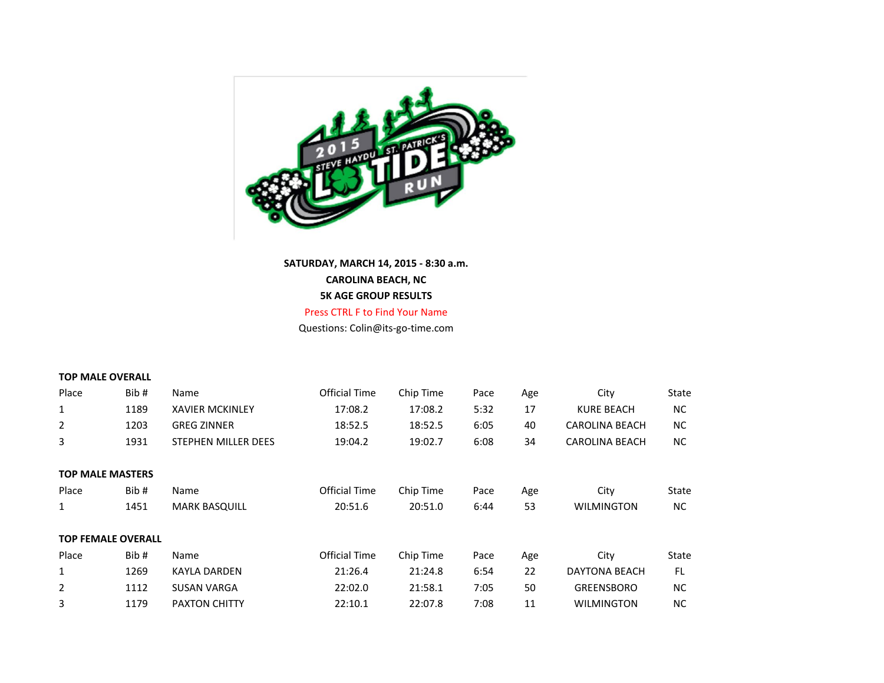**SATURDAY, MARCH 14, 2015 - 8:30 a.m.**

**CAROLINA BEACH, NC**

**5K AGE GROUP RESULTS**

Press CTRL F to Find Your Name

Questions: Colin@its-go-time.com

**TOP MALE OVERALL**

| Place | Bib # | Name | Official Time | Chip Time | Pace | Age | City | State |
|---|---|---|---|---|---|---|---|---|
| 1 | 1189 | XAVIER MCKINLEY | 17:08.2 | 17:08.2 | 5:32 | 17 | KURE BEACH | NC |
| 2 | 1203 | GREG ZINNER | 18:52.5 | 18:52.5 | 6:05 | 40 | CAROLINA BEACH | NC |
| 3 | 1931 | STEPHEN MILLER DEES | 19:04.2 | 19:02.7 | 6:08 | 34 | CAROLINA BEACH | NC |

**TOP MALE MASTERS**

| Place | Bib # | Name | Official Time | Chip Time | Pace | Age | City | State |
|---|---|---|---|---|---|---|---|---|
| 1 | 1451 | MARK BASQUILL | 20:51.6 | 20:51.0 | 6:44 | 53 | WILMINGTON | NC |

**TOP FEMALE OVERALL**

| Place | Bib # | Name | Official Time | Chip Time | Pace | Age | City | State |
|---|---|---|---|---|---|---|---|---|
| 1 | 1269 | KAYLA DARDEN | 21:26.4 | 21:24.8 | 6:54 | 22 | DAYTONA BEACH | FL |
| 2 | 1112 | SUSAN VARGA | 22:02.0 | 21:58.1 | 7:05 | 50 | GREENSBORO | NC |
| 3 | 1179 | PAXTON CHITTY | 22:10.1 | 22:07.8 | 7:08 | 11 | WILMINGTON | NC |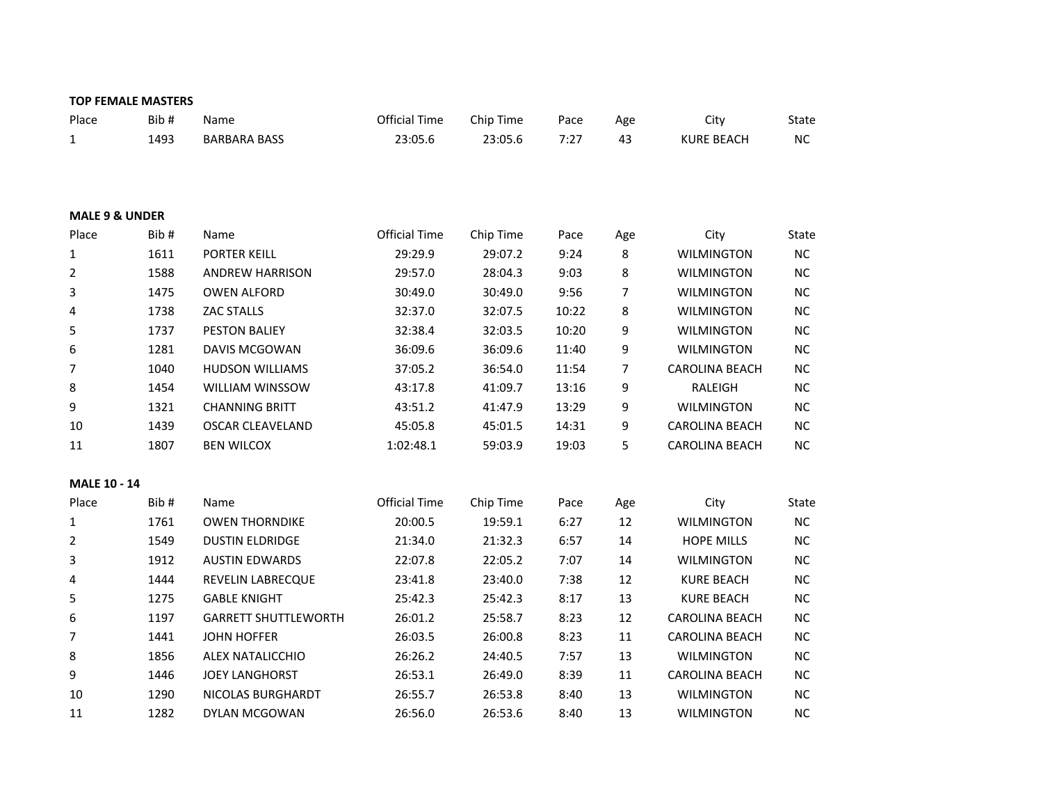**TOP FEMALE MASTERS**

| Place | Bib # | Name | Official Time | Chip Time | Pace | Age | City | State |
|---|---|---|---|---|---|---|---|---|
| 1 | 1493 | BARBARA BASS | 23:05.6 | 23:05.6 | 7:27 | 43 | KURE BEACH | NC |

**MALE 9 & UNDER**

| Place | Bib # | Name | Official Time | Chip Time | Pace | Age | City | State |
|---|---|---|---|---|---|---|---|---|
| 1 | 1611 | PORTER KEILL | 29:29.9 | 29:07.2 | 9:24 | 8 | WILMINGTON | NC |
| 2 | 1588 | ANDREW HARRISON | 29:57.0 | 28:04.3 | 9:03 | 8 | WILMINGTON | NC |
| 3 | 1475 | OWEN ALFORD | 30:49.0 | 30:49.0 | 9:56 | 7 | WILMINGTON | NC |
| 4 | 1738 | ZAC STALLS | 32:37.0 | 32:07.5 | 10:22 | 8 | WILMINGTON | NC |
| 5 | 1737 | PESTON BALIEY | 32:38.4 | 32:03.5 | 10:20 | 9 | WILMINGTON | NC |
| 6 | 1281 | DAVIS MCGOWAN | 36:09.6 | 36:09.6 | 11:40 | 9 | WILMINGTON | NC |
| 7 | 1040 | HUDSON WILLIAMS | 37:05.2 | 36:54.0 | 11:54 | 7 | CAROLINA BEACH | NC |
| 8 | 1454 | WILLIAM WINSSOW | 43:17.8 | 41:09.7 | 13:16 | 9 | RALEIGH | NC |
| 9 | 1321 | CHANNING BRITT | 43:51.2 | 41:47.9 | 13:29 | 9 | WILMINGTON | NC |
| 10 | 1439 | OSCAR CLEAVELAND | 45:05.8 | 45:01.5 | 14:31 | 9 | CAROLINA BEACH | NC |
| 11 | 1807 | BEN WILCOX | 1:02:48.1 | 59:03.9 | 19:03 | 5 | CAROLINA BEACH | NC |

**MALE 10 - 14**

| Place | Bib # | Name | Official Time | Chip Time | Pace | Age | City | State |
|---|---|---|---|---|---|---|---|---|
| 1 | 1761 | OWEN THORNDIKE | 20:00.5 | 19:59.1 | 6:27 | 12 | WILMINGTON | NC |
| 2 | 1549 | DUSTIN ELDRIDGE | 21:34.0 | 21:32.3 | 6:57 | 14 | HOPE MILLS | NC |
| 3 | 1912 | AUSTIN EDWARDS | 22:07.8 | 22:05.2 | 7:07 | 14 | WILMINGTON | NC |
| 4 | 1444 | REVELIN LABRECQUE | 23:41.8 | 23:40.0 | 7:38 | 12 | KURE BEACH | NC |
| 5 | 1275 | GABLE KNIGHT | 25:42.3 | 25:42.3 | 8:17 | 13 | KURE BEACH | NC |
| 6 | 1197 | GARRETT SHUTTLEWORTH | 26:01.2 | 25:58.7 | 8:23 | 12 | CAROLINA BEACH | NC |
| 7 | 1441 | JOHN HOFFER | 26:03.5 | 26:00.8 | 8:23 | 11 | CAROLINA BEACH | NC |
| 8 | 1856 | ALEX NATALICCHIO | 26:26.2 | 24:40.5 | 7:57 | 13 | WILMINGTON | NC |
| 9 | 1446 | JOEY LANGHORST | 26:53.1 | 26:49.0 | 8:39 | 11 | CAROLINA BEACH | NC |
| 10 | 1290 | NICOLAS BURGHARDT | 26:55.7 | 26:53.8 | 8:40 | 13 | WILMINGTON | NC |
| 11 | 1282 | DYLAN MCGOWAN | 26:56.0 | 26:53.6 | 8:40 | 13 | WILMINGTON | NC |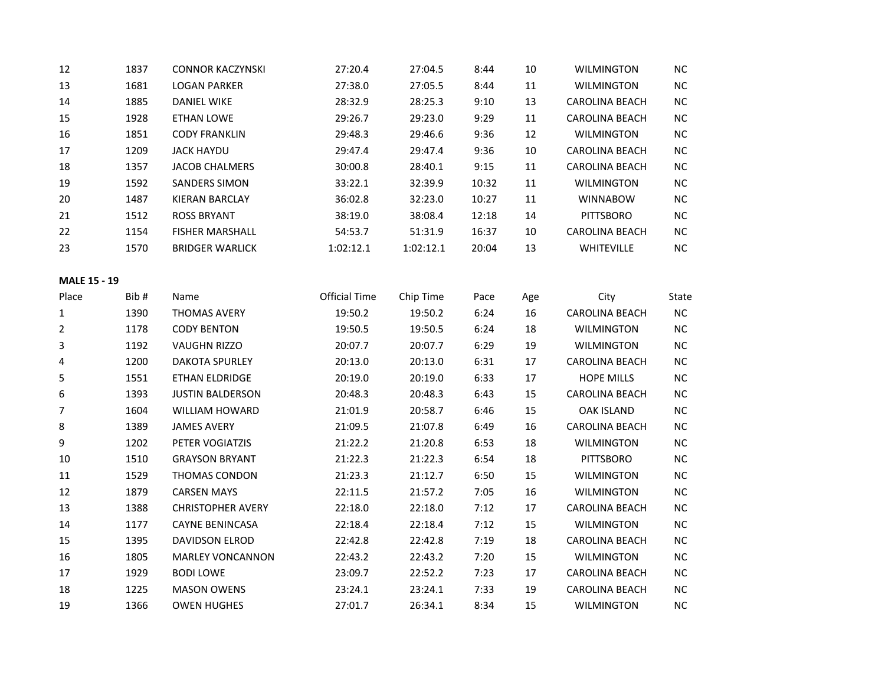| Place | Bib # | Name | Official Time | Chip Time | Pace | Age | City | State |
|---|---|---|---|---|---|---|---|---|
| 12 | 1837 | CONNOR KACZYNSKI | 27:20.4 | 27:04.5 | 8:44 | 10 | WILMINGTON | NC |
| 13 | 1681 | LOGAN PARKER | 27:38.0 | 27:05.5 | 8:44 | 11 | WILMINGTON | NC |
| 14 | 1885 | DANIEL WIKE | 28:32.9 | 28:25.3 | 9:10 | 13 | CAROLINA BEACH | NC |
| 15 | 1928 | ETHAN LOWE | 29:26.7 | 29:23.0 | 9:29 | 11 | CAROLINA BEACH | NC |
| 16 | 1851 | CODY FRANKLIN | 29:48.3 | 29:46.6 | 9:36 | 12 | WILMINGTON | NC |
| 17 | 1209 | JACK HAYDU | 29:47.4 | 29:47.4 | 9:36 | 10 | CAROLINA BEACH | NC |
| 18 | 1357 | JACOB CHALMERS | 30:00.8 | 28:40.1 | 9:15 | 11 | CAROLINA BEACH | NC |
| 19 | 1592 | SANDERS SIMON | 33:22.1 | 32:39.9 | 10:32 | 11 | WILMINGTON | NC |
| 20 | 1487 | KIERAN BARCLAY | 36:02.8 | 32:23.0 | 10:27 | 11 | WINNABOW | NC |
| 21 | 1512 | ROSS BRYANT | 38:19.0 | 38:08.4 | 12:18 | 14 | PITTSBORO | NC |
| 22 | 1154 | FISHER MARSHALL | 54:53.7 | 51:31.9 | 16:37 | 10 | CAROLINA BEACH | NC |
| 23 | 1570 | BRIDGER WARLICK | 1:02:12.1 | 1:02:12.1 | 20:04 | 13 | WHITEVILLE | NC |

**MALE 15 - 19**

| Place | Bib # | Name | Official Time | Chip Time | Pace | Age | City | State |
|---|---|---|---|---|---|---|---|---|
| 1 | 1390 | THOMAS AVERY | 19:50.2 | 19:50.2 | 6:24 | 16 | CAROLINA BEACH | NC |
| 2 | 1178 | CODY BENTON | 19:50.5 | 19:50.5 | 6:24 | 18 | WILMINGTON | NC |
| 3 | 1192 | VAUGHN RIZZO | 20:07.7 | 20:07.7 | 6:29 | 19 | WILMINGTON | NC |
| 4 | 1200 | DAKOTA SPURLEY | 20:13.0 | 20:13.0 | 6:31 | 17 | CAROLINA BEACH | NC |
| 5 | 1551 | ETHAN ELDRIDGE | 20:19.0 | 20:19.0 | 6:33 | 17 | HOPE MILLS | NC |
| 6 | 1393 | JUSTIN BALDERSON | 20:48.3 | 20:48.3 | 6:43 | 15 | CAROLINA BEACH | NC |
| 7 | 1604 | WILLIAM HOWARD | 21:01.9 | 20:58.7 | 6:46 | 15 | OAK ISLAND | NC |
| 8 | 1389 | JAMES AVERY | 21:09.5 | 21:07.8 | 6:49 | 16 | CAROLINA BEACH | NC |
| 9 | 1202 | PETER VOGIATZIS | 21:22.2 | 21:20.8 | 6:53 | 18 | WILMINGTON | NC |
| 10 | 1510 | GRAYSON BRYANT | 21:22.3 | 21:22.3 | 6:54 | 18 | PITTSBORO | NC |
| 11 | 1529 | THOMAS CONDON | 21:23.3 | 21:12.7 | 6:50 | 15 | WILMINGTON | NC |
| 12 | 1879 | CARSEN MAYS | 22:11.5 | 21:57.2 | 7:05 | 16 | WILMINGTON | NC |
| 13 | 1388 | CHRISTOPHER AVERY | 22:18.0 | 22:18.0 | 7:12 | 17 | CAROLINA BEACH | NC |
| 14 | 1177 | CAYNE BENINCASA | 22:18.4 | 22:18.4 | 7:12 | 15 | WILMINGTON | NC |
| 15 | 1395 | DAVIDSON ELROD | 22:42.8 | 22:42.8 | 7:19 | 18 | CAROLINA BEACH | NC |
| 16 | 1805 | MARLEY VONCANNON | 22:43.2 | 22:43.2 | 7:20 | 15 | WILMINGTON | NC |
| 17 | 1929 | BODI LOWE | 23:09.7 | 22:52.2 | 7:23 | 17 | CAROLINA BEACH | NC |
| 18 | 1225 | MASON OWENS | 23:24.1 | 23:24.1 | 7:33 | 19 | CAROLINA BEACH | NC |
| 19 | 1366 | OWEN HUGHES | 27:01.7 | 26:34.1 | 8:34 | 15 | WILMINGTON | NC |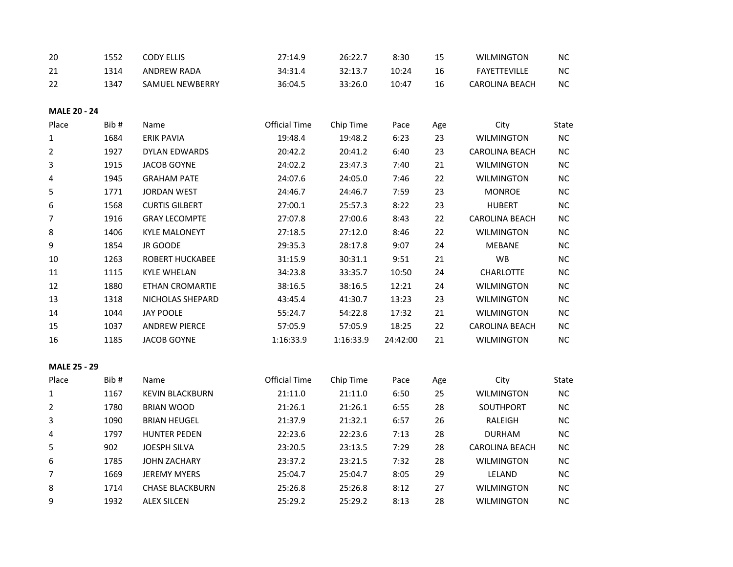| | | | | | | | | |
|---|---|---|---|---|---|---|---|---|
| 20 | 1552 | CODY ELLIS | 27:14.9 | 26:22.7 | 8:30 | 15 | WILMINGTON | NC |
| 21 | 1314 | ANDREW RADA | 34:31.4 | 32:13.7 | 10:24 | 16 | FAYETTEVILLE | NC |
| 22 | 1347 | SAMUEL NEWBERRY | 36:04.5 | 33:26.0 | 10:47 | 16 | CAROLINA BEACH | NC |

**MALE 20 - 24**

| Place | Bib # | Name | Official Time | Chip Time | Pace | Age | City | State |
|---|---|---|---|---|---|---|---|---|
| 1 | 1684 | ERIK PAVIA | 19:48.4 | 19:48.2 | 6:23 | 23 | WILMINGTON | NC |
| 2 | 1927 | DYLAN EDWARDS | 20:42.2 | 20:41.2 | 6:40 | 23 | CAROLINA BEACH | NC |
| 3 | 1915 | JACOB GOYNE | 24:02.2 | 23:47.3 | 7:40 | 21 | WILMINGTON | NC |
| 4 | 1945 | GRAHAM PATE | 24:07.6 | 24:05.0 | 7:46 | 22 | WILMINGTON | NC |
| 5 | 1771 | JORDAN WEST | 24:46.7 | 24:46.7 | 7:59 | 23 | MONROE | NC |
| 6 | 1568 | CURTIS GILBERT | 27:00.1 | 25:57.3 | 8:22 | 23 | HUBERT | NC |
| 7 | 1916 | GRAY LECOMPTE | 27:07.8 | 27:00.6 | 8:43 | 22 | CAROLINA BEACH | NC |
| 8 | 1406 | KYLE MALONEYT | 27:18.5 | 27:12.0 | 8:46 | 22 | WILMINGTON | NC |
| 9 | 1854 | JR GOODE | 29:35.3 | 28:17.8 | 9:07 | 24 | MEBANE | NC |
| 10 | 1263 | ROBERT HUCKABEE | 31:15.9 | 30:31.1 | 9:51 | 21 | WB | NC |
| 11 | 1115 | KYLE WHELAN | 34:23.8 | 33:35.7 | 10:50 | 24 | CHARLOTTE | NC |
| 12 | 1880 | ETHAN CROMARTIE | 38:16.5 | 38:16.5 | 12:21 | 24 | WILMINGTON | NC |
| 13 | 1318 | NICHOLAS SHEPARD | 43:45.4 | 41:30.7 | 13:23 | 23 | WILMINGTON | NC |
| 14 | 1044 | JAY POOLE | 55:24.7 | 54:22.8 | 17:32 | 21 | WILMINGTON | NC |
| 15 | 1037 | ANDREW PIERCE | 57:05.9 | 57:05.9 | 18:25 | 22 | CAROLINA BEACH | NC |
| 16 | 1185 | JACOB GOYNE | 1:16:33.9 | 1:16:33.9 | 24:42:00 | 21 | WILMINGTON | NC |

**MALE 25 - 29**

| Place | Bib # | Name | Official Time | Chip Time | Pace | Age | City | State |
|---|---|---|---|---|---|---|---|---|
| 1 | 1167 | KEVIN BLACKBURN | 21:11.0 | 21:11.0 | 6:50 | 25 | WILMINGTON | NC |
| 2 | 1780 | BRIAN WOOD | 21:26.1 | 21:26.1 | 6:55 | 28 | SOUTHPORT | NC |
| 3 | 1090 | BRIAN HEUGEL | 21:37.9 | 21:32.1 | 6:57 | 26 | RALEIGH | NC |
| 4 | 1797 | HUNTER PEDEN | 22:23.6 | 22:23.6 | 7:13 | 28 | DURHAM | NC |
| 5 | 902 | JOESPH SILVA | 23:20.5 | 23:13.5 | 7:29 | 28 | CAROLINA BEACH | NC |
| 6 | 1785 | JOHN ZACHARY | 23:37.2 | 23:21.5 | 7:32 | 28 | WILMINGTON | NC |
| 7 | 1669 | JEREMY MYERS | 25:04.7 | 25:04.7 | 8:05 | 29 | LELAND | NC |
| 8 | 1714 | CHASE BLACKBURN | 25:26.8 | 25:26.8 | 8:12 | 27 | WILMINGTON | NC |
| 9 | 1932 | ALEX SILCEN | 25:29.2 | 25:29.2 | 8:13 | 28 | WILMINGTON | NC |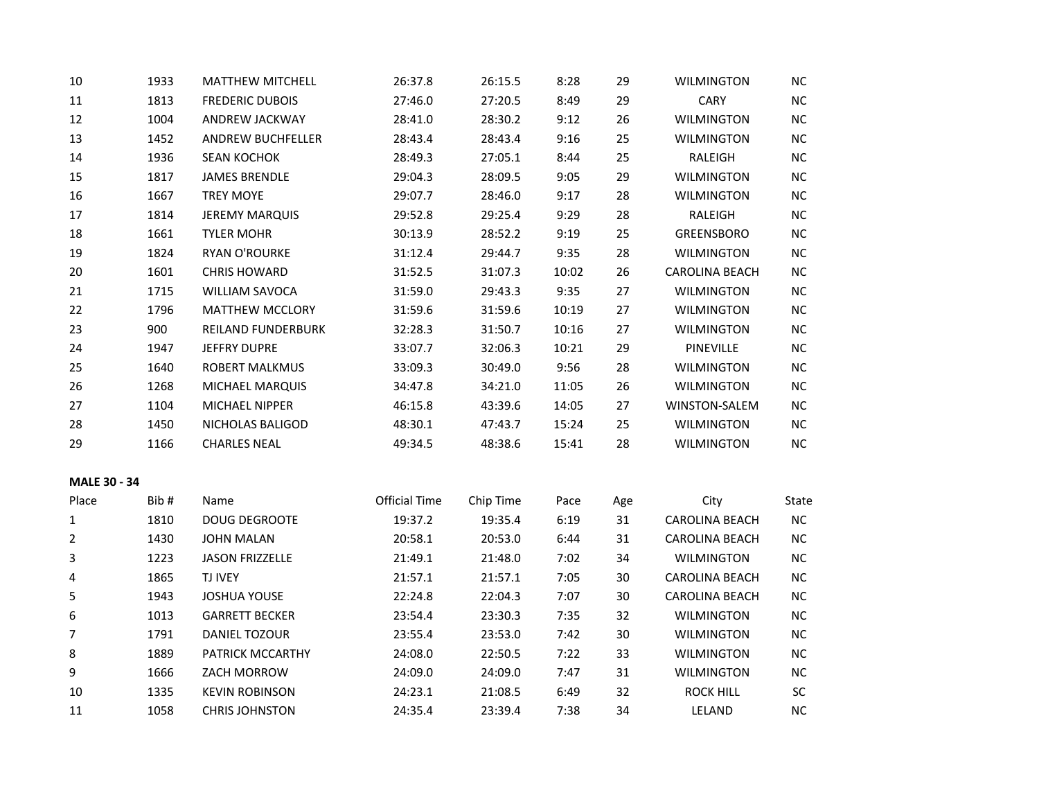| | | | | | | | | |
|---|---|---|---|---|---|---|---|---|
| 10 | 1933 | MATTHEW MITCHELL | 26:37.8 | 26:15.5 | 8:28 | 29 | WILMINGTON | NC |
| 11 | 1813 | FREDERIC DUBOIS | 27:46.0 | 27:20.5 | 8:49 | 29 | CARY | NC |
| 12 | 1004 | ANDREW JACKWAY | 28:41.0 | 28:30.2 | 9:12 | 26 | WILMINGTON | NC |
| 13 | 1452 | ANDREW BUCHFELLER | 28:43.4 | 28:43.4 | 9:16 | 25 | WILMINGTON | NC |
| 14 | 1936 | SEAN KOCHOK | 28:49.3 | 27:05.1 | 8:44 | 25 | RALEIGH | NC |
| 15 | 1817 | JAMES BRENDLE | 29:04.3 | 28:09.5 | 9:05 | 29 | WILMINGTON | NC |
| 16 | 1667 | TREY MOYE | 29:07.7 | 28:46.0 | 9:17 | 28 | WILMINGTON | NC |
| 17 | 1814 | JEREMY MARQUIS | 29:52.8 | 29:25.4 | 9:29 | 28 | RALEIGH | NC |
| 18 | 1661 | TYLER MOHR | 30:13.9 | 28:52.2 | 9:19 | 25 | GREENSBORO | NC |
| 19 | 1824 | RYAN O'ROURKE | 31:12.4 | 29:44.7 | 9:35 | 28 | WILMINGTON | NC |
| 20 | 1601 | CHRIS HOWARD | 31:52.5 | 31:07.3 | 10:02 | 26 | CAROLINA BEACH | NC |
| 21 | 1715 | WILLIAM SAVOCA | 31:59.0 | 29:43.3 | 9:35 | 27 | WILMINGTON | NC |
| 22 | 1796 | MATTHEW MCCLORY | 31:59.6 | 31:59.6 | 10:19 | 27 | WILMINGTON | NC |
| 23 | 900 | REILAND FUNDERBURK | 32:28.3 | 31:50.7 | 10:16 | 27 | WILMINGTON | NC |
| 24 | 1947 | JEFFRY DUPRE | 33:07.7 | 32:06.3 | 10:21 | 29 | PINEVILLE | NC |
| 25 | 1640 | ROBERT MALKMUS | 33:09.3 | 30:49.0 | 9:56 | 28 | WILMINGTON | NC |
| 26 | 1268 | MICHAEL MARQUIS | 34:47.8 | 34:21.0 | 11:05 | 26 | WILMINGTON | NC |
| 27 | 1104 | MICHAEL NIPPER | 46:15.8 | 43:39.6 | 14:05 | 27 | WINSTON-SALEM | NC |
| 28 | 1450 | NICHOLAS BALIGOD | 48:30.1 | 47:43.7 | 15:24 | 25 | WILMINGTON | NC |
| 29 | 1166 | CHARLES NEAL | 49:34.5 | 48:38.6 | 15:41 | 28 | WILMINGTON | NC |

**MALE 30 - 34**

| Place | Bib # | Name | Official Time | Chip Time | Pace | Age | City | State |
|---|---|---|---|---|---|---|---|---|
| 1 | 1810 | DOUG DEGROOTE | 19:37.2 | 19:35.4 | 6:19 | 31 | CAROLINA BEACH | NC |
| 2 | 1430 | JOHN MALAN | 20:58.1 | 20:53.0 | 6:44 | 31 | CAROLINA BEACH | NC |
| 3 | 1223 | JASON FRIZZELLE | 21:49.1 | 21:48.0 | 7:02 | 34 | WILMINGTON | NC |
| 4 | 1865 | TJ IVEY | 21:57.1 | 21:57.1 | 7:05 | 30 | CAROLINA BEACH | NC |
| 5 | 1943 | JOSHUA YOUSE | 22:24.8 | 22:04.3 | 7:07 | 30 | CAROLINA BEACH | NC |
| 6 | 1013 | GARRETT BECKER | 23:54.4 | 23:30.3 | 7:35 | 32 | WILMINGTON | NC |
| 7 | 1791 | DANIEL TOZOUR | 23:55.4 | 23:53.0 | 7:42 | 30 | WILMINGTON | NC |
| 8 | 1889 | PATRICK MCCARTHY | 24:08.0 | 22:50.5 | 7:22 | 33 | WILMINGTON | NC |
| 9 | 1666 | ZACH MORROW | 24:09.0 | 24:09.0 | 7:47 | 31 | WILMINGTON | NC |
| 10 | 1335 | KEVIN ROBINSON | 24:23.1 | 21:08.5 | 6:49 | 32 | ROCK HILL | SC |
| 11 | 1058 | CHRIS JOHNSTON | 24:35.4 | 23:39.4 | 7:38 | 34 | LELAND | NC |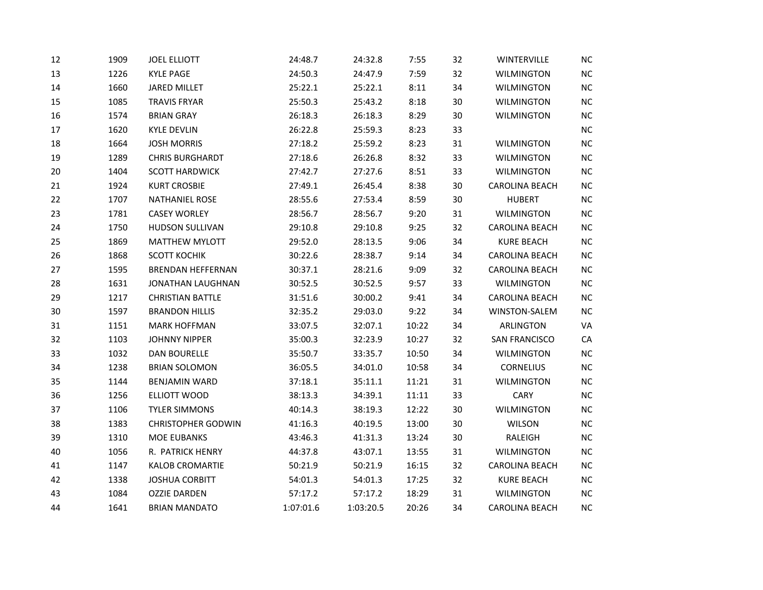| | | | | | | | | |
|---|---|---|---|---|---|---|---|---|
| 12 | 1909 | JOEL ELLIOTT | 24:48.7 | 24:32.8 | 7:55 | 32 | WINTERVILLE | NC |
| 13 | 1226 | KYLE PAGE | 24:50.3 | 24:47.9 | 7:59 | 32 | WILMINGTON | NC |
| 14 | 1660 | JARED MILLET | 25:22.1 | 25:22.1 | 8:11 | 34 | WILMINGTON | NC |
| 15 | 1085 | TRAVIS FRYAR | 25:50.3 | 25:43.2 | 8:18 | 30 | WILMINGTON | NC |
| 16 | 1574 | BRIAN GRAY | 26:18.3 | 26:18.3 | 8:29 | 30 | WILMINGTON | NC |
| 17 | 1620 | KYLE DEVLIN | 26:22.8 | 25:59.3 | 8:23 | 33 | | NC |
| 18 | 1664 | JOSH MORRIS | 27:18.2 | 25:59.2 | 8:23 | 31 | WILMINGTON | NC |
| 19 | 1289 | CHRIS BURGHARDT | 27:18.6 | 26:26.8 | 8:32 | 33 | WILMINGTON | NC |
| 20 | 1404 | SCOTT HARDWICK | 27:42.7 | 27:27.6 | 8:51 | 33 | WILMINGTON | NC |
| 21 | 1924 | KURT CROSBIE | 27:49.1 | 26:45.4 | 8:38 | 30 | CAROLINA BEACH | NC |
| 22 | 1707 | NATHANIEL ROSE | 28:55.6 | 27:53.4 | 8:59 | 30 | HUBERT | NC |
| 23 | 1781 | CASEY WORLEY | 28:56.7 | 28:56.7 | 9:20 | 31 | WILMINGTON | NC |
| 24 | 1750 | HUDSON SULLIVAN | 29:10.8 | 29:10.8 | 9:25 | 32 | CAROLINA BEACH | NC |
| 25 | 1869 | MATTHEW MYLOTT | 29:52.0 | 28:13.5 | 9:06 | 34 | KURE BEACH | NC |
| 26 | 1868 | SCOTT KOCHIK | 30:22.6 | 28:38.7 | 9:14 | 34 | CAROLINA BEACH | NC |
| 27 | 1595 | BRENDAN HEFFERNAN | 30:37.1 | 28:21.6 | 9:09 | 32 | CAROLINA BEACH | NC |
| 28 | 1631 | JONATHAN LAUGHNAN | 30:52.5 | 30:52.5 | 9:57 | 33 | WILMINGTON | NC |
| 29 | 1217 | CHRISTIAN BATTLE | 31:51.6 | 30:00.2 | 9:41 | 34 | CAROLINA BEACH | NC |
| 30 | 1597 | BRANDON HILLIS | 32:35.2 | 29:03.0 | 9:22 | 34 | WINSTON-SALEM | NC |
| 31 | 1151 | MARK HOFFMAN | 33:07.5 | 32:07.1 | 10:22 | 34 | ARLINGTON | VA |
| 32 | 1103 | JOHNNY NIPPER | 35:00.3 | 32:23.9 | 10:27 | 32 | SAN FRANCISCO | CA |
| 33 | 1032 | DAN BOURELLE | 35:50.7 | 33:35.7 | 10:50 | 34 | WILMINGTON | NC |
| 34 | 1238 | BRIAN SOLOMON | 36:05.5 | 34:01.0 | 10:58 | 34 | CORNELIUS | NC |
| 35 | 1144 | BENJAMIN WARD | 37:18.1 | 35:11.1 | 11:21 | 31 | WILMINGTON | NC |
| 36 | 1256 | ELLIOTT WOOD | 38:13.3 | 34:39.1 | 11:11 | 33 | CARY | NC |
| 37 | 1106 | TYLER SIMMONS | 40:14.3 | 38:19.3 | 12:22 | 30 | WILMINGTON | NC |
| 38 | 1383 | CHRISTOPHER GODWIN | 41:16.3 | 40:19.5 | 13:00 | 30 | WILSON | NC |
| 39 | 1310 | MOE EUBANKS | 43:46.3 | 41:31.3 | 13:24 | 30 | RALEIGH | NC |
| 40 | 1056 | R. PATRICK HENRY | 44:37.8 | 43:07.1 | 13:55 | 31 | WILMINGTON | NC |
| 41 | 1147 | KALOB CROMARTIE | 50:21.9 | 50:21.9 | 16:15 | 32 | CAROLINA BEACH | NC |
| 42 | 1338 | JOSHUA CORBITT | 54:01.3 | 54:01.3 | 17:25 | 32 | KURE BEACH | NC |
| 43 | 1084 | OZZIE DARDEN | 57:17.2 | 57:17.2 | 18:29 | 31 | WILMINGTON | NC |
| 44 | 1641 | BRIAN MANDATO | 1:07:01.6 | 1:03:20.5 | 20:26 | 34 | CAROLINA BEACH | NC |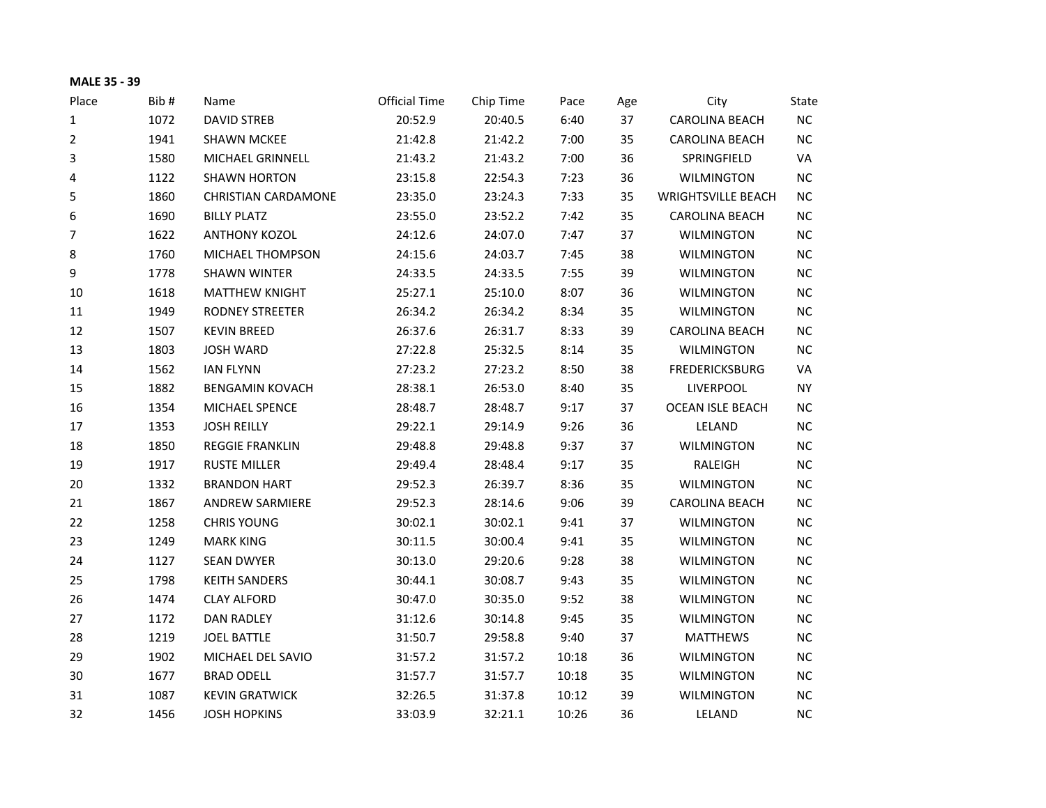**MALE 35 - 39**

| Place | Bib # | Name | Official Time | Chip Time | Pace | Age | City | State |
|---|---|---|---|---|---|---|---|---|
| 1 | 1072 | DAVID STREB | 20:52.9 | 20:40.5 | 6:40 | 37 | CAROLINA BEACH | NC |
| 2 | 1941 | SHAWN MCKEE | 21:42.8 | 21:42.2 | 7:00 | 35 | CAROLINA BEACH | NC |
| 3 | 1580 | MICHAEL GRINNELL | 21:43.2 | 21:43.2 | 7:00 | 36 | SPRINGFIELD | VA |
| 4 | 1122 | SHAWN HORTON | 23:15.8 | 22:54.3 | 7:23 | 36 | WILMINGTON | NC |
| 5 | 1860 | CHRISTIAN CARDAMONE | 23:35.0 | 23:24.3 | 7:33 | 35 | WRIGHTSVILLE BEACH | NC |
| 6 | 1690 | BILLY PLATZ | 23:55.0 | 23:52.2 | 7:42 | 35 | CAROLINA BEACH | NC |
| 7 | 1622 | ANTHONY KOZOL | 24:12.6 | 24:07.0 | 7:47 | 37 | WILMINGTON | NC |
| 8 | 1760 | MICHAEL THOMPSON | 24:15.6 | 24:03.7 | 7:45 | 38 | WILMINGTON | NC |
| 9 | 1778 | SHAWN WINTER | 24:33.5 | 24:33.5 | 7:55 | 39 | WILMINGTON | NC |
| 10 | 1618 | MATTHEW KNIGHT | 25:27.1 | 25:10.0 | 8:07 | 36 | WILMINGTON | NC |
| 11 | 1949 | RODNEY STREETER | 26:34.2 | 26:34.2 | 8:34 | 35 | WILMINGTON | NC |
| 12 | 1507 | KEVIN BREED | 26:37.6 | 26:31.7 | 8:33 | 39 | CAROLINA BEACH | NC |
| 13 | 1803 | JOSH WARD | 27:22.8 | 25:32.5 | 8:14 | 35 | WILMINGTON | NC |
| 14 | 1562 | IAN FLYNN | 27:23.2 | 27:23.2 | 8:50 | 38 | FREDERICKSBURG | VA |
| 15 | 1882 | BENGAMIN KOVACH | 28:38.1 | 26:53.0 | 8:40 | 35 | LIVERPOOL | NY |
| 16 | 1354 | MICHAEL SPENCE | 28:48.7 | 28:48.7 | 9:17 | 37 | OCEAN ISLE BEACH | NC |
| 17 | 1353 | JOSH REILLY | 29:22.1 | 29:14.9 | 9:26 | 36 | LELAND | NC |
| 18 | 1850 | REGGIE FRANKLIN | 29:48.8 | 29:48.8 | 9:37 | 37 | WILMINGTON | NC |
| 19 | 1917 | RUSTE MILLER | 29:49.4 | 28:48.4 | 9:17 | 35 | RALEIGH | NC |
| 20 | 1332 | BRANDON HART | 29:52.3 | 26:39.7 | 8:36 | 35 | WILMINGTON | NC |
| 21 | 1867 | ANDREW SARMIERE | 29:52.3 | 28:14.6 | 9:06 | 39 | CAROLINA BEACH | NC |
| 22 | 1258 | CHRIS YOUNG | 30:02.1 | 30:02.1 | 9:41 | 37 | WILMINGTON | NC |
| 23 | 1249 | MARK KING | 30:11.5 | 30:00.4 | 9:41 | 35 | WILMINGTON | NC |
| 24 | 1127 | SEAN DWYER | 30:13.0 | 29:20.6 | 9:28 | 38 | WILMINGTON | NC |
| 25 | 1798 | KEITH SANDERS | 30:44.1 | 30:08.7 | 9:43 | 35 | WILMINGTON | NC |
| 26 | 1474 | CLAY ALFORD | 30:47.0 | 30:35.0 | 9:52 | 38 | WILMINGTON | NC |
| 27 | 1172 | DAN RADLEY | 31:12.6 | 30:14.8 | 9:45 | 35 | WILMINGTON | NC |
| 28 | 1219 | JOEL BATTLE | 31:50.7 | 29:58.8 | 9:40 | 37 | MATTHEWS | NC |
| 29 | 1902 | MICHAEL DEL SAVIO | 31:57.2 | 31:57.2 | 10:18 | 36 | WILMINGTON | NC |
| 30 | 1677 | BRAD ODELL | 31:57.7 | 31:57.7 | 10:18 | 35 | WILMINGTON | NC |
| 31 | 1087 | KEVIN GRATWICK | 32:26.5 | 31:37.8 | 10:12 | 39 | WILMINGTON | NC |
| 32 | 1456 | JOSH HOPKINS | 33:03.9 | 32:21.1 | 10:26 | 36 | LELAND | NC |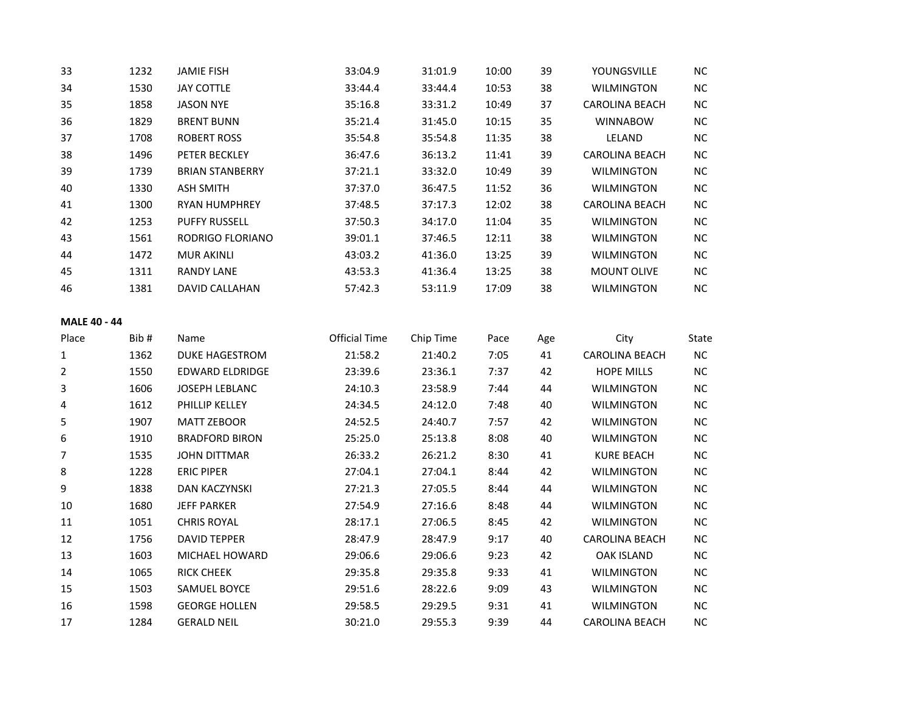| Place | Bib # | Name | Official Time | Chip Time | Pace | Age | City | State |
|---|---|---|---|---|---|---|---|---|
| 33 | 1232 | JAMIE FISH | 33:04.9 | 31:01.9 | 10:00 | 39 | YOUNGSVILLE | NC |
| 34 | 1530 | JAY COTTLE | 33:44.4 | 33:44.4 | 10:53 | 38 | WILMINGTON | NC |
| 35 | 1858 | JASON NYE | 35:16.8 | 33:31.2 | 10:49 | 37 | CAROLINA BEACH | NC |
| 36 | 1829 | BRENT BUNN | 35:21.4 | 31:45.0 | 10:15 | 35 | WINNABOW | NC |
| 37 | 1708 | ROBERT ROSS | 35:54.8 | 35:54.8 | 11:35 | 38 | LELAND | NC |
| 38 | 1496 | PETER BECKLEY | 36:47.6 | 36:13.2 | 11:41 | 39 | CAROLINA BEACH | NC |
| 39 | 1739 | BRIAN STANBERRY | 37:21.1 | 33:32.0 | 10:49 | 39 | WILMINGTON | NC |
| 40 | 1330 | ASH SMITH | 37:37.0 | 36:47.5 | 11:52 | 36 | WILMINGTON | NC |
| 41 | 1300 | RYAN HUMPHREY | 37:48.5 | 37:17.3 | 12:02 | 38 | CAROLINA BEACH | NC |
| 42 | 1253 | PUFFY RUSSELL | 37:50.3 | 34:17.0 | 11:04 | 35 | WILMINGTON | NC |
| 43 | 1561 | RODRIGO FLORIANO | 39:01.1 | 37:46.5 | 12:11 | 38 | WILMINGTON | NC |
| 44 | 1472 | MUR AKINLI | 43:03.2 | 41:36.0 | 13:25 | 39 | WILMINGTON | NC |
| 45 | 1311 | RANDY LANE | 43:53.3 | 41:36.4 | 13:25 | 38 | MOUNT OLIVE | NC |
| 46 | 1381 | DAVID CALLAHAN | 57:42.3 | 53:11.9 | 17:09 | 38 | WILMINGTON | NC |

**MALE 40 - 44**

| Place | Bib # | Name | Official Time | Chip Time | Pace | Age | City | State |
|---|---|---|---|---|---|---|---|---|
| 1 | 1362 | DUKE HAGESTROM | 21:58.2 | 21:40.2 | 7:05 | 41 | CAROLINA BEACH | NC |
| 2 | 1550 | EDWARD ELDRIDGE | 23:39.6 | 23:36.1 | 7:37 | 42 | HOPE MILLS | NC |
| 3 | 1606 | JOSEPH LEBLANC | 24:10.3 | 23:58.9 | 7:44 | 44 | WILMINGTON | NC |
| 4 | 1612 | PHILLIP KELLEY | 24:34.5 | 24:12.0 | 7:48 | 40 | WILMINGTON | NC |
| 5 | 1907 | MATT ZEBOOR | 24:52.5 | 24:40.7 | 7:57 | 42 | WILMINGTON | NC |
| 6 | 1910 | BRADFORD BIRON | 25:25.0 | 25:13.8 | 8:08 | 40 | WILMINGTON | NC |
| 7 | 1535 | JOHN DITTMAR | 26:33.2 | 26:21.2 | 8:30 | 41 | KURE BEACH | NC |
| 8 | 1228 | ERIC PIPER | 27:04.1 | 27:04.1 | 8:44 | 42 | WILMINGTON | NC |
| 9 | 1838 | DAN KACZYNSKI | 27:21.3 | 27:05.5 | 8:44 | 44 | WILMINGTON | NC |
| 10 | 1680 | JEFF PARKER | 27:54.9 | 27:16.6 | 8:48 | 44 | WILMINGTON | NC |
| 11 | 1051 | CHRIS ROYAL | 28:17.1 | 27:06.5 | 8:45 | 42 | WILMINGTON | NC |
| 12 | 1756 | DAVID TEPPER | 28:47.9 | 28:47.9 | 9:17 | 40 | CAROLINA BEACH | NC |
| 13 | 1603 | MICHAEL HOWARD | 29:06.6 | 29:06.6 | 9:23 | 42 | OAK ISLAND | NC |
| 14 | 1065 | RICK CHEEK | 29:35.8 | 29:35.8 | 9:33 | 41 | WILMINGTON | NC |
| 15 | 1503 | SAMUEL BOYCE | 29:51.6 | 28:22.6 | 9:09 | 43 | WILMINGTON | NC |
| 16 | 1598 | GEORGE HOLLEN | 29:58.5 | 29:29.5 | 9:31 | 41 | WILMINGTON | NC |
| 17 | 1284 | GERALD NEIL | 30:21.0 | 29:55.3 | 9:39 | 44 | CAROLINA BEACH | NC |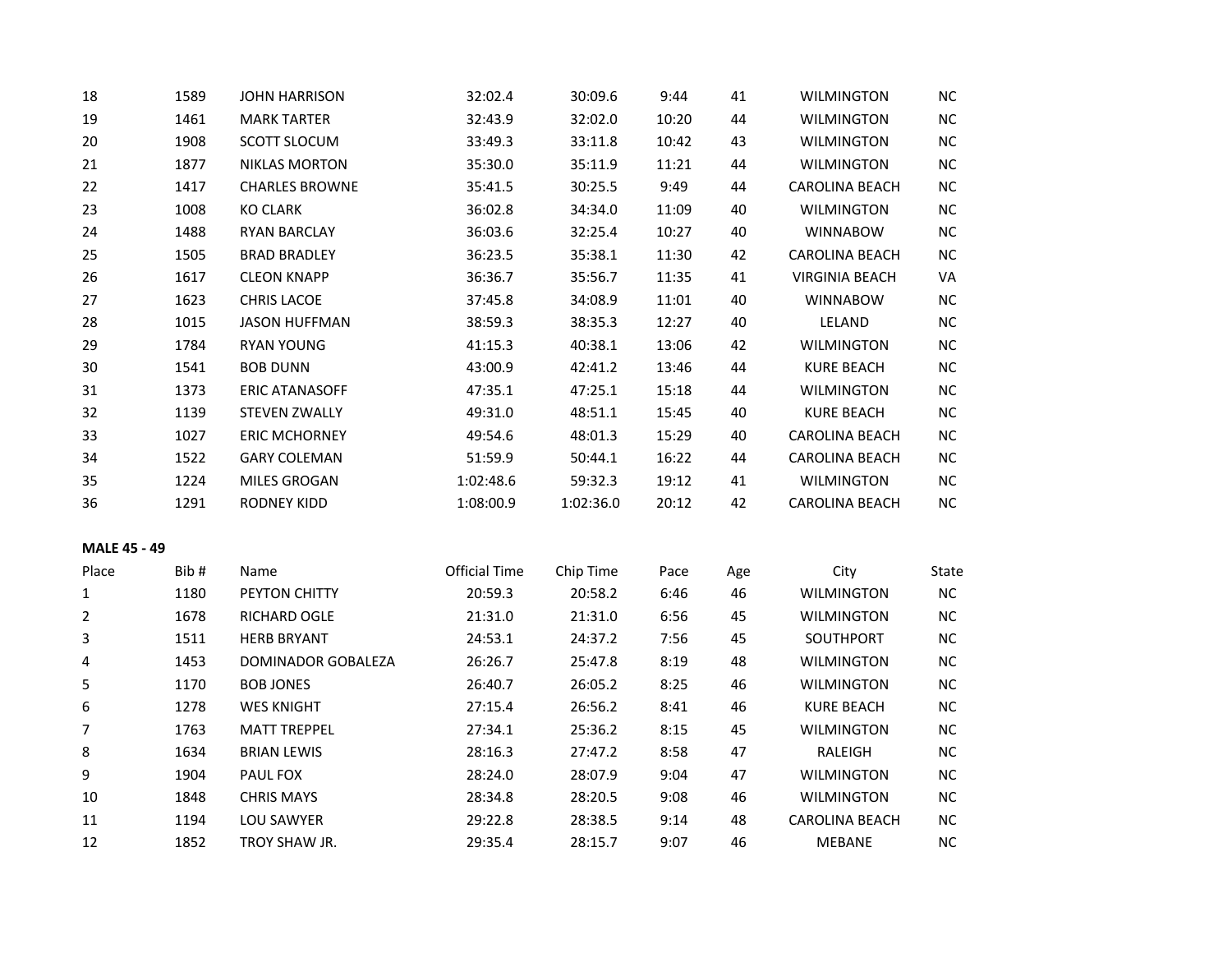| Place | Bib # | Name | Official Time | Chip Time | Pace | Age | City | State |
|---|---|---|---|---|---|---|---|---|
| 18 | 1589 | JOHN HARRISON | 32:02.4 | 30:09.6 | 9:44 | 41 | WILMINGTON | NC |
| 19 | 1461 | MARK TARTER | 32:43.9 | 32:02.0 | 10:20 | 44 | WILMINGTON | NC |
| 20 | 1908 | SCOTT SLOCUM | 33:49.3 | 33:11.8 | 10:42 | 43 | WILMINGTON | NC |
| 21 | 1877 | NIKLAS MORTON | 35:30.0 | 35:11.9 | 11:21 | 44 | WILMINGTON | NC |
| 22 | 1417 | CHARLES BROWNE | 35:41.5 | 30:25.5 | 9:49 | 44 | CAROLINA BEACH | NC |
| 23 | 1008 | KO CLARK | 36:02.8 | 34:34.0 | 11:09 | 40 | WILMINGTON | NC |
| 24 | 1488 | RYAN BARCLAY | 36:03.6 | 32:25.4 | 10:27 | 40 | WINNABOW | NC |
| 25 | 1505 | BRAD BRADLEY | 36:23.5 | 35:38.1 | 11:30 | 42 | CAROLINA BEACH | NC |
| 26 | 1617 | CLEON KNAPP | 36:36.7 | 35:56.7 | 11:35 | 41 | VIRGINIA BEACH | VA |
| 27 | 1623 | CHRIS LACOE | 37:45.8 | 34:08.9 | 11:01 | 40 | WINNABOW | NC |
| 28 | 1015 | JASON HUFFMAN | 38:59.3 | 38:35.3 | 12:27 | 40 | LELAND | NC |
| 29 | 1784 | RYAN YOUNG | 41:15.3 | 40:38.1 | 13:06 | 42 | WILMINGTON | NC |
| 30 | 1541 | BOB DUNN | 43:00.9 | 42:41.2 | 13:46 | 44 | KURE BEACH | NC |
| 31 | 1373 | ERIC ATANASOFF | 47:35.1 | 47:25.1 | 15:18 | 44 | WILMINGTON | NC |
| 32 | 1139 | STEVEN ZWALLY | 49:31.0 | 48:51.1 | 15:45 | 40 | KURE BEACH | NC |
| 33 | 1027 | ERIC MCHORNEY | 49:54.6 | 48:01.3 | 15:29 | 40 | CAROLINA BEACH | NC |
| 34 | 1522 | GARY COLEMAN | 51:59.9 | 50:44.1 | 16:22 | 44 | CAROLINA BEACH | NC |
| 35 | 1224 | MILES GROGAN | 1:02:48.6 | 59:32.3 | 19:12 | 41 | WILMINGTON | NC |
| 36 | 1291 | RODNEY KIDD | 1:08:00.9 | 1:02:36.0 | 20:12 | 42 | CAROLINA BEACH | NC |

**MALE 45 - 49**

| Place | Bib # | Name | Official Time | Chip Time | Pace | Age | City | State |
|---|---|---|---|---|---|---|---|---|
| 1 | 1180 | PEYTON CHITTY | 20:59.3 | 20:58.2 | 6:46 | 46 | WILMINGTON | NC |
| 2 | 1678 | RICHARD OGLE | 21:31.0 | 21:31.0 | 6:56 | 45 | WILMINGTON | NC |
| 3 | 1511 | HERB BRYANT | 24:53.1 | 24:37.2 | 7:56 | 45 | SOUTHPORT | NC |
| 4 | 1453 | DOMINADOR GOBALEZA | 26:26.7 | 25:47.8 | 8:19 | 48 | WILMINGTON | NC |
| 5 | 1170 | BOB JONES | 26:40.7 | 26:05.2 | 8:25 | 46 | WILMINGTON | NC |
| 6 | 1278 | WES KNIGHT | 27:15.4 | 26:56.2 | 8:41 | 46 | KURE BEACH | NC |
| 7 | 1763 | MATT TREPPEL | 27:34.1 | 25:36.2 | 8:15 | 45 | WILMINGTON | NC |
| 8 | 1634 | BRIAN LEWIS | 28:16.3 | 27:47.2 | 8:58 | 47 | RALEIGH | NC |
| 9 | 1904 | PAUL FOX | 28:24.0 | 28:07.9 | 9:04 | 47 | WILMINGTON | NC |
| 10 | 1848 | CHRIS MAYS | 28:34.8 | 28:20.5 | 9:08 | 46 | WILMINGTON | NC |
| 11 | 1194 | LOU SAWYER | 29:22.8 | 28:38.5 | 9:14 | 48 | CAROLINA BEACH | NC |
| 12 | 1852 | TROY SHAW JR. | 29:35.4 | 28:15.7 | 9:07 | 46 | MEBANE | NC |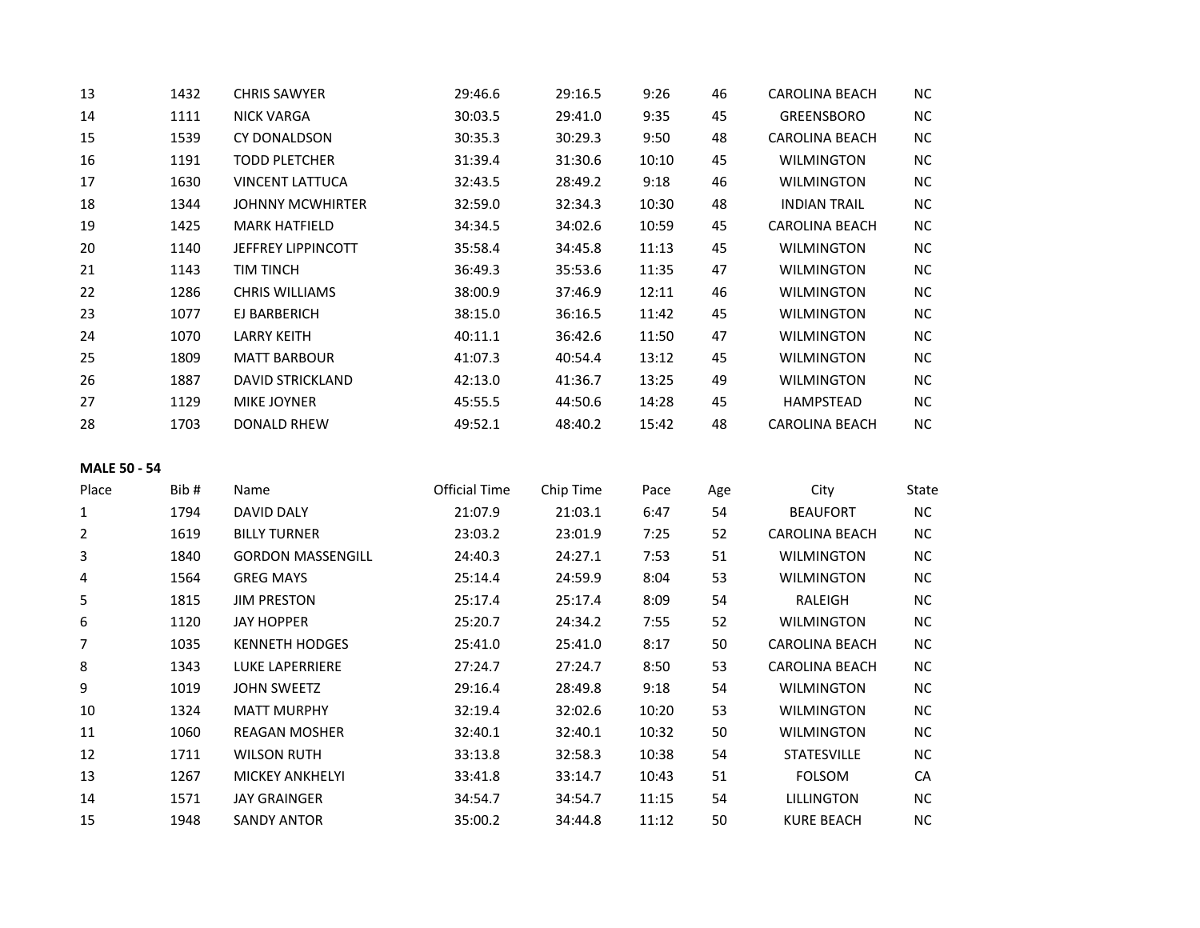| | | | | | | | | |
|---|---|---|---|---|---|---|---|---|
| 13 | 1432 | CHRIS SAWYER | 29:46.6 | 29:16.5 | 9:26 | 46 | CAROLINA BEACH | NC |
| 14 | 1111 | NICK VARGA | 30:03.5 | 29:41.0 | 9:35 | 45 | GREENSBORO | NC |
| 15 | 1539 | CY DONALDSON | 30:35.3 | 30:29.3 | 9:50 | 48 | CAROLINA BEACH | NC |
| 16 | 1191 | TODD PLETCHER | 31:39.4 | 31:30.6 | 10:10 | 45 | WILMINGTON | NC |
| 17 | 1630 | VINCENT LATTUCA | 32:43.5 | 28:49.2 | 9:18 | 46 | WILMINGTON | NC |
| 18 | 1344 | JOHNNY MCWHIRTER | 32:59.0 | 32:34.3 | 10:30 | 48 | INDIAN TRAIL | NC |
| 19 | 1425 | MARK HATFIELD | 34:34.5 | 34:02.6 | 10:59 | 45 | CAROLINA BEACH | NC |
| 20 | 1140 | JEFFREY LIPPINCOTT | 35:58.4 | 34:45.8 | 11:13 | 45 | WILMINGTON | NC |
| 21 | 1143 | TIM TINCH | 36:49.3 | 35:53.6 | 11:35 | 47 | WILMINGTON | NC |
| 22 | 1286 | CHRIS WILLIAMS | 38:00.9 | 37:46.9 | 12:11 | 46 | WILMINGTON | NC |
| 23 | 1077 | EJ BARBERICH | 38:15.0 | 36:16.5 | 11:42 | 45 | WILMINGTON | NC |
| 24 | 1070 | LARRY KEITH | 40:11.1 | 36:42.6 | 11:50 | 47 | WILMINGTON | NC |
| 25 | 1809 | MATT BARBOUR | 41:07.3 | 40:54.4 | 13:12 | 45 | WILMINGTON | NC |
| 26 | 1887 | DAVID STRICKLAND | 42:13.0 | 41:36.7 | 13:25 | 49 | WILMINGTON | NC |
| 27 | 1129 | MIKE JOYNER | 45:55.5 | 44:50.6 | 14:28 | 45 | HAMPSTEAD | NC |
| 28 | 1703 | DONALD RHEW | 49:52.1 | 48:40.2 | 15:42 | 48 | CAROLINA BEACH | NC |

**MALE 50 - 54**

| Place | Bib # | Name | Official Time | Chip Time | Pace | Age | City | State |
|---|---|---|---|---|---|---|---|---|
| 1 | 1794 | DAVID DALY | 21:07.9 | 21:03.1 | 6:47 | 54 | BEAUFORT | NC |
| 2 | 1619 | BILLY TURNER | 23:03.2 | 23:01.9 | 7:25 | 52 | CAROLINA BEACH | NC |
| 3 | 1840 | GORDON MASSENGILL | 24:40.3 | 24:27.1 | 7:53 | 51 | WILMINGTON | NC |
| 4 | 1564 | GREG MAYS | 25:14.4 | 24:59.9 | 8:04 | 53 | WILMINGTON | NC |
| 5 | 1815 | JIM PRESTON | 25:17.4 | 25:17.4 | 8:09 | 54 | RALEIGH | NC |
| 6 | 1120 | JAY HOPPER | 25:20.7 | 24:34.2 | 7:55 | 52 | WILMINGTON | NC |
| 7 | 1035 | KENNETH HODGES | 25:41.0 | 25:41.0 | 8:17 | 50 | CAROLINA BEACH | NC |
| 8 | 1343 | LUKE LAPERRIERE | 27:24.7 | 27:24.7 | 8:50 | 53 | CAROLINA BEACH | NC |
| 9 | 1019 | JOHN SWEETZ | 29:16.4 | 28:49.8 | 9:18 | 54 | WILMINGTON | NC |
| 10 | 1324 | MATT MURPHY | 32:19.4 | 32:02.6 | 10:20 | 53 | WILMINGTON | NC |
| 11 | 1060 | REAGAN MOSHER | 32:40.1 | 32:40.1 | 10:32 | 50 | WILMINGTON | NC |
| 12 | 1711 | WILSON RUTH | 33:13.8 | 32:58.3 | 10:38 | 54 | STATESVILLE | NC |
| 13 | 1267 | MICKEY ANKHELYI | 33:41.8 | 33:14.7 | 10:43 | 51 | FOLSOM | CA |
| 14 | 1571 | JAY GRAINGER | 34:54.7 | 34:54.7 | 11:15 | 54 | LILLINGTON | NC |
| 15 | 1948 | SANDY ANTOR | 35:00.2 | 34:44.8 | 11:12 | 50 | KURE BEACH | NC |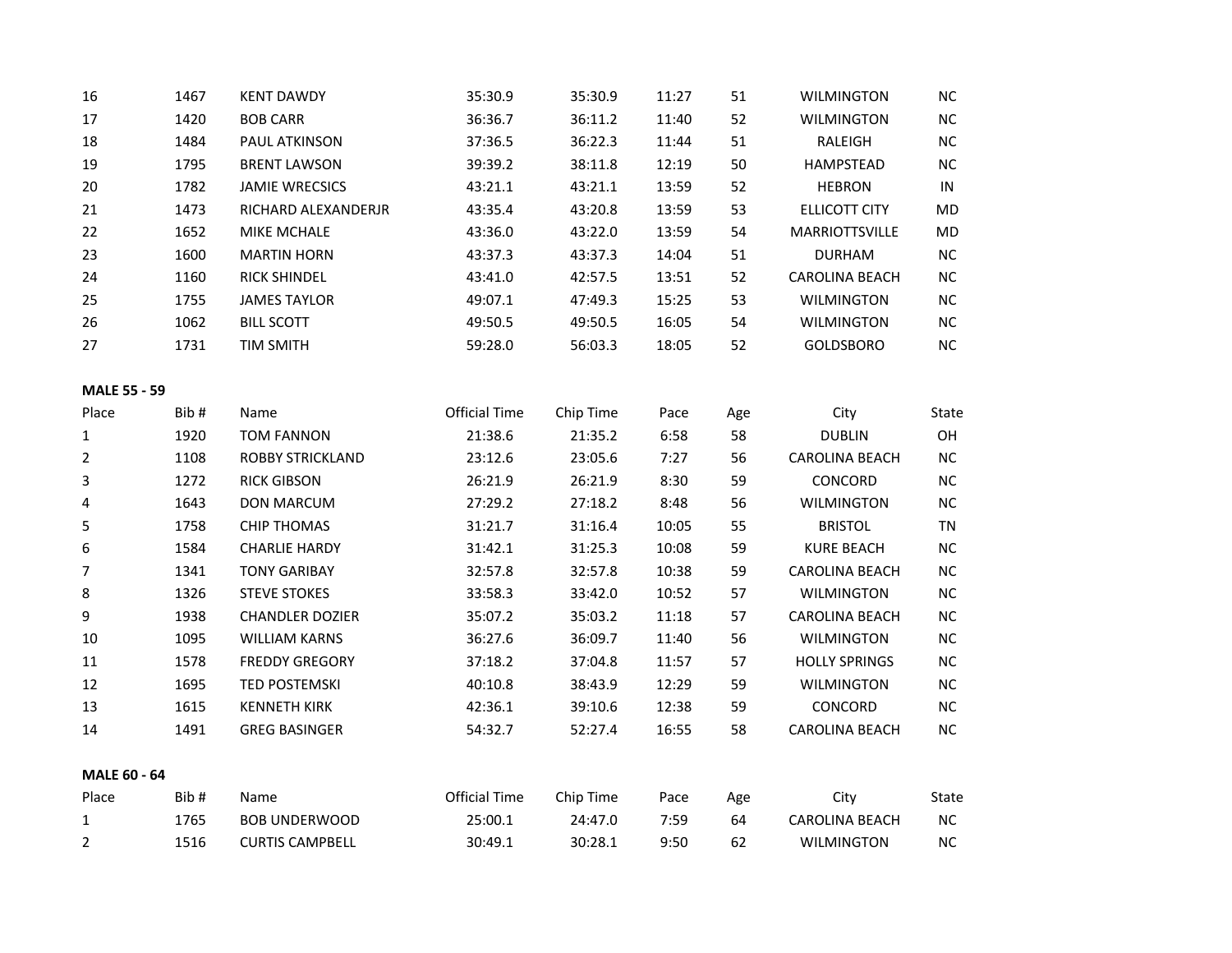| Place | Bib # | Name | Official Time | Chip Time | Pace | Age | City | State |
|---|---|---|---|---|---|---|---|---|
| 16 | 1467 | KENT DAWDY | 35:30.9 | 35:30.9 | 11:27 | 51 | WILMINGTON | NC |
| 17 | 1420 | BOB CARR | 36:36.7 | 36:11.2 | 11:40 | 52 | WILMINGTON | NC |
| 18 | 1484 | PAUL ATKINSON | 37:36.5 | 36:22.3 | 11:44 | 51 | RALEIGH | NC |
| 19 | 1795 | BRENT LAWSON | 39:39.2 | 38:11.8 | 12:19 | 50 | HAMPSTEAD | NC |
| 20 | 1782 | JAMIE WRECSICS | 43:21.1 | 43:21.1 | 13:59 | 52 | HEBRON | IN |
| 21 | 1473 | RICHARD ALEXANDERJR | 43:35.4 | 43:20.8 | 13:59 | 53 | ELLICOTT CITY | MD |
| 22 | 1652 | MIKE MCHALE | 43:36.0 | 43:22.0 | 13:59 | 54 | MARRIOTTSVILLE | MD |
| 23 | 1600 | MARTIN HORN | 43:37.3 | 43:37.3 | 14:04 | 51 | DURHAM | NC |
| 24 | 1160 | RICK SHINDEL | 43:41.0 | 42:57.5 | 13:51 | 52 | CAROLINA BEACH | NC |
| 25 | 1755 | JAMES TAYLOR | 49:07.1 | 47:49.3 | 15:25 | 53 | WILMINGTON | NC |
| 26 | 1062 | BILL SCOTT | 49:50.5 | 49:50.5 | 16:05 | 54 | WILMINGTON | NC |
| 27 | 1731 | TIM SMITH | 59:28.0 | 56:03.3 | 18:05 | 52 | GOLDSBORO | NC |

**MALE 55 - 59**

| Place | Bib # | Name | Official Time | Chip Time | Pace | Age | City | State |
|---|---|---|---|---|---|---|---|---|
| 1 | 1920 | TOM FANNON | 21:38.6 | 21:35.2 | 6:58 | 58 | DUBLIN | OH |
| 2 | 1108 | ROBBY STRICKLAND | 23:12.6 | 23:05.6 | 7:27 | 56 | CAROLINA BEACH | NC |
| 3 | 1272 | RICK GIBSON | 26:21.9 | 26:21.9 | 8:30 | 59 | CONCORD | NC |
| 4 | 1643 | DON MARCUM | 27:29.2 | 27:18.2 | 8:48 | 56 | WILMINGTON | NC |
| 5 | 1758 | CHIP THOMAS | 31:21.7 | 31:16.4 | 10:05 | 55 | BRISTOL | TN |
| 6 | 1584 | CHARLIE HARDY | 31:42.1 | 31:25.3 | 10:08 | 59 | KURE BEACH | NC |
| 7 | 1341 | TONY GARIBAY | 32:57.8 | 32:57.8 | 10:38 | 59 | CAROLINA BEACH | NC |
| 8 | 1326 | STEVE STOKES | 33:58.3 | 33:42.0 | 10:52 | 57 | WILMINGTON | NC |
| 9 | 1938 | CHANDLER DOZIER | 35:07.2 | 35:03.2 | 11:18 | 57 | CAROLINA BEACH | NC |
| 10 | 1095 | WILLIAM KARNS | 36:27.6 | 36:09.7 | 11:40 | 56 | WILMINGTON | NC |
| 11 | 1578 | FREDDY GREGORY | 37:18.2 | 37:04.8 | 11:57 | 57 | HOLLY SPRINGS | NC |
| 12 | 1695 | TED POSTEMSKI | 40:10.8 | 38:43.9 | 12:29 | 59 | WILMINGTON | NC |
| 13 | 1615 | KENNETH KIRK | 42:36.1 | 39:10.6 | 12:38 | 59 | CONCORD | NC |
| 14 | 1491 | GREG BASINGER | 54:32.7 | 52:27.4 | 16:55 | 58 | CAROLINA BEACH | NC |

**MALE 60 - 64**

| Place | Bib # | Name | Official Time | Chip Time | Pace | Age | City | State |
|---|---|---|---|---|---|---|---|---|
| 1 | 1765 | BOB UNDERWOOD | 25:00.1 | 24:47.0 | 7:59 | 64 | CAROLINA BEACH | NC |
| 2 | 1516 | CURTIS CAMPBELL | 30:49.1 | 30:28.1 | 9:50 | 62 | WILMINGTON | NC |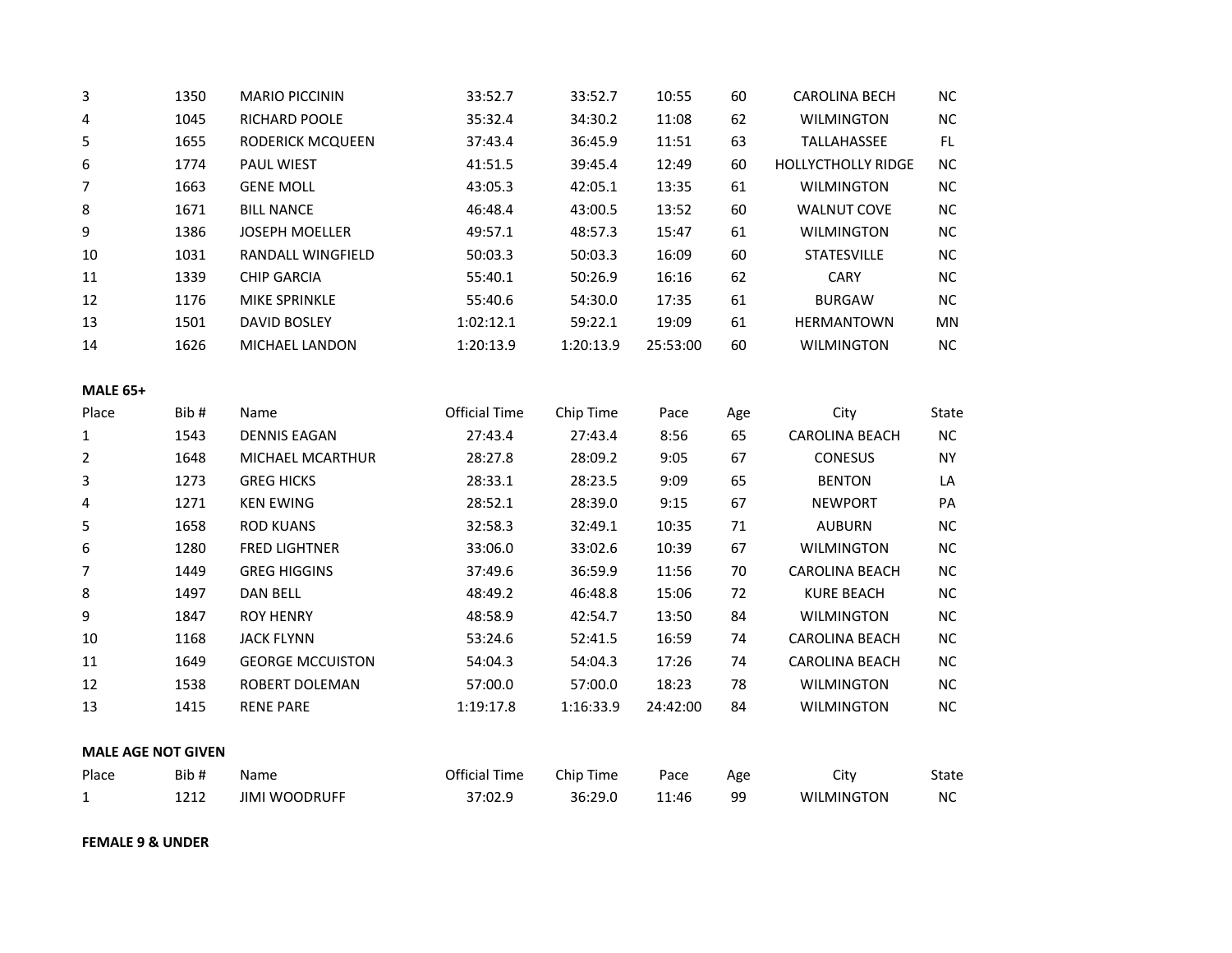| Place | Bib # | Name | Official Time | Chip Time | Pace | Age | City | State |
|---|---|---|---|---|---|---|---|---|
| 3 | 1350 | MARIO PICCININ | 33:52.7 | 33:52.7 | 10:55 | 60 | CAROLINA BECH | NC |
| 4 | 1045 | RICHARD POOLE | 35:32.4 | 34:30.2 | 11:08 | 62 | WILMINGTON | NC |
| 5 | 1655 | RODERICK MCQUEEN | 37:43.4 | 36:45.9 | 11:51 | 63 | TALLAHASSEE | FL |
| 6 | 1774 | PAUL WIEST | 41:51.5 | 39:45.4 | 12:49 | 60 | HOLLYCTHOLLY RIDGE | NC |
| 7 | 1663 | GENE MOLL | 43:05.3 | 42:05.1 | 13:35 | 61 | WILMINGTON | NC |
| 8 | 1671 | BILL NANCE | 46:48.4 | 43:00.5 | 13:52 | 60 | WALNUT COVE | NC |
| 9 | 1386 | JOSEPH MOELLER | 49:57.1 | 48:57.3 | 15:47 | 61 | WILMINGTON | NC |
| 10 | 1031 | RANDALL WINGFIELD | 50:03.3 | 50:03.3 | 16:09 | 60 | STATESVILLE | NC |
| 11 | 1339 | CHIP GARCIA | 55:40.1 | 50:26.9 | 16:16 | 62 | CARY | NC |
| 12 | 1176 | MIKE SPRINKLE | 55:40.6 | 54:30.0 | 17:35 | 61 | BURGAW | NC |
| 13 | 1501 | DAVID BOSLEY | 1:02:12.1 | 59:22.1 | 19:09 | 61 | HERMANTOWN | MN |
| 14 | 1626 | MICHAEL LANDON | 1:20:13.9 | 1:20:13.9 | 25:53:00 | 60 | WILMINGTON | NC |

**MALE 65+**

| Place | Bib # | Name | Official Time | Chip Time | Pace | Age | City | State |
|---|---|---|---|---|---|---|---|---|
| 1 | 1543 | DENNIS EAGAN | 27:43.4 | 27:43.4 | 8:56 | 65 | CAROLINA BEACH | NC |
| 2 | 1648 | MICHAEL MCARTHUR | 28:27.8 | 28:09.2 | 9:05 | 67 | CONESUS | NY |
| 3 | 1273 | GREG HICKS | 28:33.1 | 28:23.5 | 9:09 | 65 | BENTON | LA |
| 4 | 1271 | KEN EWING | 28:52.1 | 28:39.0 | 9:15 | 67 | NEWPORT | PA |
| 5 | 1658 | ROD KUANS | 32:58.3 | 32:49.1 | 10:35 | 71 | AUBURN | NC |
| 6 | 1280 | FRED LIGHTNER | 33:06.0 | 33:02.6 | 10:39 | 67 | WILMINGTON | NC |
| 7 | 1449 | GREG HIGGINS | 37:49.6 | 36:59.9 | 11:56 | 70 | CAROLINA BEACH | NC |
| 8 | 1497 | DAN BELL | 48:49.2 | 46:48.8 | 15:06 | 72 | KURE BEACH | NC |
| 9 | 1847 | ROY HENRY | 48:58.9 | 42:54.7 | 13:50 | 84 | WILMINGTON | NC |
| 10 | 1168 | JACK FLYNN | 53:24.6 | 52:41.5 | 16:59 | 74 | CAROLINA BEACH | NC |
| 11 | 1649 | GEORGE MCCUISTON | 54:04.3 | 54:04.3 | 17:26 | 74 | CAROLINA BEACH | NC |
| 12 | 1538 | ROBERT DOLEMAN | 57:00.0 | 57:00.0 | 18:23 | 78 | WILMINGTON | NC |
| 13 | 1415 | RENE PARE | 1:19:17.8 | 1:16:33.9 | 24:42:00 | 84 | WILMINGTON | NC |

**MALE AGE NOT GIVEN**

| Place | Bib # | Name | Official Time | Chip Time | Pace | Age | City | State |
|---|---|---|---|---|---|---|---|---|
| 1 | 1212 | JIMI WOODRUFF | 37:02.9 | 36:29.0 | 11:46 | 99 | WILMINGTON | NC |

**FEMALE 9 & UNDER**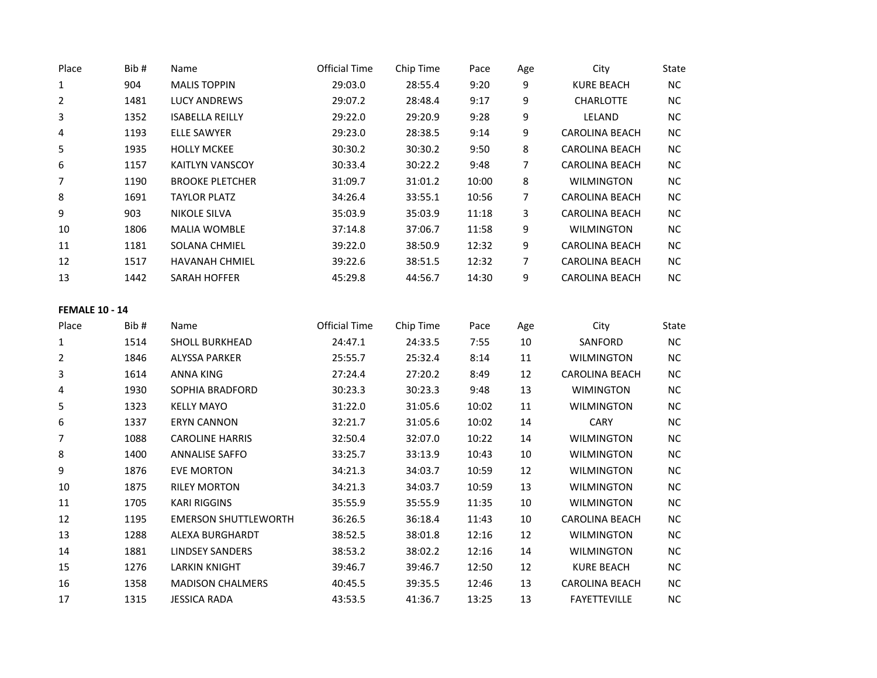| Place | Bib # | Name | Official Time | Chip Time | Pace | Age | City | State |
|---|---|---|---|---|---|---|---|---|
| 1 | 904 | MALIS TOPPIN | 29:03.0 | 28:55.4 | 9:20 | 9 | KURE BEACH | NC |
| 2 | 1481 | LUCY ANDREWS | 29:07.2 | 28:48.4 | 9:17 | 9 | CHARLOTTE | NC |
| 3 | 1352 | ISABELLA REILLY | 29:22.0 | 29:20.9 | 9:28 | 9 | LELAND | NC |
| 4 | 1193 | ELLE SAWYER | 29:23.0 | 28:38.5 | 9:14 | 9 | CAROLINA BEACH | NC |
| 5 | 1935 | HOLLY MCKEE | 30:30.2 | 30:30.2 | 9:50 | 8 | CAROLINA BEACH | NC |
| 6 | 1157 | KAITLYN VANSCOY | 30:33.4 | 30:22.2 | 9:48 | 7 | CAROLINA BEACH | NC |
| 7 | 1190 | BROOKE PLETCHER | 31:09.7 | 31:01.2 | 10:00 | 8 | WILMINGTON | NC |
| 8 | 1691 | TAYLOR PLATZ | 34:26.4 | 33:55.1 | 10:56 | 7 | CAROLINA BEACH | NC |
| 9 | 903 | NIKOLE SILVA | 35:03.9 | 35:03.9 | 11:18 | 3 | CAROLINA BEACH | NC |
| 10 | 1806 | MALIA WOMBLE | 37:14.8 | 37:06.7 | 11:58 | 9 | WILMINGTON | NC |
| 11 | 1181 | SOLANA CHMIEL | 39:22.0 | 38:50.9 | 12:32 | 9 | CAROLINA BEACH | NC |
| 12 | 1517 | HAVANAH CHMIEL | 39:22.6 | 38:51.5 | 12:32 | 7 | CAROLINA BEACH | NC |
| 13 | 1442 | SARAH HOFFER | 45:29.8 | 44:56.7 | 14:30 | 9 | CAROLINA BEACH | NC |

**FEMALE 10 - 14**

| Place | Bib # | Name | Official Time | Chip Time | Pace | Age | City | State |
|---|---|---|---|---|---|---|---|---|
| 1 | 1514 | SHOLL BURKHEAD | 24:47.1 | 24:33.5 | 7:55 | 10 | SANFORD | NC |
| 2 | 1846 | ALYSSA PARKER | 25:55.7 | 25:32.4 | 8:14 | 11 | WILMINGTON | NC |
| 3 | 1614 | ANNA KING | 27:24.4 | 27:20.2 | 8:49 | 12 | CAROLINA BEACH | NC |
| 4 | 1930 | SOPHIA BRADFORD | 30:23.3 | 30:23.3 | 9:48 | 13 | WIMINGTON | NC |
| 5 | 1323 | KELLY MAYO | 31:22.0 | 31:05.6 | 10:02 | 11 | WILMINGTON | NC |
| 6 | 1337 | ERYN CANNON | 32:21.7 | 31:05.6 | 10:02 | 14 | CARY | NC |
| 7 | 1088 | CAROLINE HARRIS | 32:50.4 | 32:07.0 | 10:22 | 14 | WILMINGTON | NC |
| 8 | 1400 | ANNALISE SAFFO | 33:25.7 | 33:13.9 | 10:43 | 10 | WILMINGTON | NC |
| 9 | 1876 | EVE MORTON | 34:21.3 | 34:03.7 | 10:59 | 12 | WILMINGTON | NC |
| 10 | 1875 | RILEY MORTON | 34:21.3 | 34:03.7 | 10:59 | 13 | WILMINGTON | NC |
| 11 | 1705 | KARI RIGGINS | 35:55.9 | 35:55.9 | 11:35 | 10 | WILMINGTON | NC |
| 12 | 1195 | EMERSON SHUTTLEWORTH | 36:26.5 | 36:18.4 | 11:43 | 10 | CAROLINA BEACH | NC |
| 13 | 1288 | ALEXA BURGHARDT | 38:52.5 | 38:01.8 | 12:16 | 12 | WILMINGTON | NC |
| 14 | 1881 | LINDSEY SANDERS | 38:53.2 | 38:02.2 | 12:16 | 14 | WILMINGTON | NC |
| 15 | 1276 | LARKIN KNIGHT | 39:46.7 | 39:46.7 | 12:50 | 12 | KURE BEACH | NC |
| 16 | 1358 | MADISON CHALMERS | 40:45.5 | 39:35.5 | 12:46 | 13 | CAROLINA BEACH | NC |
| 17 | 1315 | JESSICA RADA | 43:53.5 | 41:36.7 | 13:25 | 13 | FAYETTEVILLE | NC |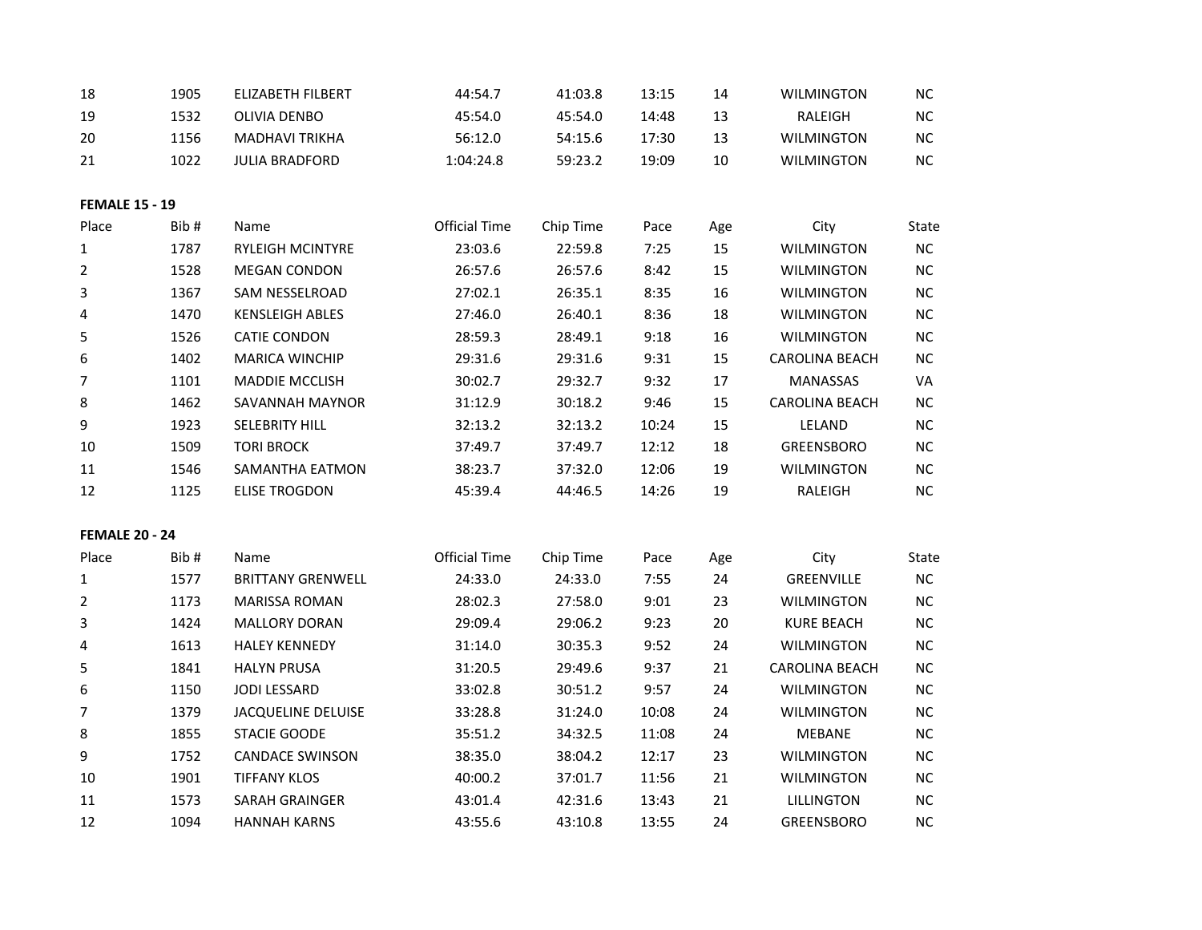| | | | | | | | | |
|---|---|---|---|---|---|---|---|---|
| 18 | 1905 | ELIZABETH FILBERT | 44:54.7 | 41:03.8 | 13:15 | 14 | WILMINGTON | NC |
| 19 | 1532 | OLIVIA DENBO | 45:54.0 | 45:54.0 | 14:48 | 13 | RALEIGH | NC |
| 20 | 1156 | MADHAVI TRIKHA | 56:12.0 | 54:15.6 | 17:30 | 13 | WILMINGTON | NC |
| 21 | 1022 | JULIA BRADFORD | 1:04:24.8 | 59:23.2 | 19:09 | 10 | WILMINGTON | NC |

**FEMALE 15 - 19**

| Place | Bib # | Name | Official Time | Chip Time | Pace | Age | City | State |
|---|---|---|---|---|---|---|---|---|
| 1 | 1787 | RYLEIGH MCINTYRE | 23:03.6 | 22:59.8 | 7:25 | 15 | WILMINGTON | NC |
| 2 | 1528 | MEGAN CONDON | 26:57.6 | 26:57.6 | 8:42 | 15 | WILMINGTON | NC |
| 3 | 1367 | SAM NESSELROAD | 27:02.1 | 26:35.1 | 8:35 | 16 | WILMINGTON | NC |
| 4 | 1470 | KENSLEIGH ABLES | 27:46.0 | 26:40.1 | 8:36 | 18 | WILMINGTON | NC |
| 5 | 1526 | CATIE CONDON | 28:59.3 | 28:49.1 | 9:18 | 16 | WILMINGTON | NC |
| 6 | 1402 | MARICA WINCHIP | 29:31.6 | 29:31.6 | 9:31 | 15 | CAROLINA BEACH | NC |
| 7 | 1101 | MADDIE MCCLISH | 30:02.7 | 29:32.7 | 9:32 | 17 | MANASSAS | VA |
| 8 | 1462 | SAVANNAH MAYNOR | 31:12.9 | 30:18.2 | 9:46 | 15 | CAROLINA BEACH | NC |
| 9 | 1923 | SELEBRITY HILL | 32:13.2 | 32:13.2 | 10:24 | 15 | LELAND | NC |
| 10 | 1509 | TORI BROCK | 37:49.7 | 37:49.7 | 12:12 | 18 | GREENSBORO | NC |
| 11 | 1546 | SAMANTHA EATMON | 38:23.7 | 37:32.0 | 12:06 | 19 | WILMINGTON | NC |
| 12 | 1125 | ELISE TROGDON | 45:39.4 | 44:46.5 | 14:26 | 19 | RALEIGH | NC |

**FEMALE 20 - 24**

| Place | Bib # | Name | Official Time | Chip Time | Pace | Age | City | State |
|---|---|---|---|---|---|---|---|---|
| 1 | 1577 | BRITTANY GRENWELL | 24:33.0 | 24:33.0 | 7:55 | 24 | GREENVILLE | NC |
| 2 | 1173 | MARISSA ROMAN | 28:02.3 | 27:58.0 | 9:01 | 23 | WILMINGTON | NC |
| 3 | 1424 | MALLORY DORAN | 29:09.4 | 29:06.2 | 9:23 | 20 | KURE BEACH | NC |
| 4 | 1613 | HALEY KENNEDY | 31:14.0 | 30:35.3 | 9:52 | 24 | WILMINGTON | NC |
| 5 | 1841 | HALYN PRUSA | 31:20.5 | 29:49.6 | 9:37 | 21 | CAROLINA BEACH | NC |
| 6 | 1150 | JODI LESSARD | 33:02.8 | 30:51.2 | 9:57 | 24 | WILMINGTON | NC |
| 7 | 1379 | JACQUELINE DELUISE | 33:28.8 | 31:24.0 | 10:08 | 24 | WILMINGTON | NC |
| 8 | 1855 | STACIE GOODE | 35:51.2 | 34:32.5 | 11:08 | 24 | MEBANE | NC |
| 9 | 1752 | CANDACE SWINSON | 38:35.0 | 38:04.2 | 12:17 | 23 | WILMINGTON | NC |
| 10 | 1901 | TIFFANY KLOS | 40:00.2 | 37:01.7 | 11:56 | 21 | WILMINGTON | NC |
| 11 | 1573 | SARAH GRAINGER | 43:01.4 | 42:31.6 | 13:43 | 21 | LILLINGTON | NC |
| 12 | 1094 | HANNAH KARNS | 43:55.6 | 43:10.8 | 13:55 | 24 | GREENSBORO | NC |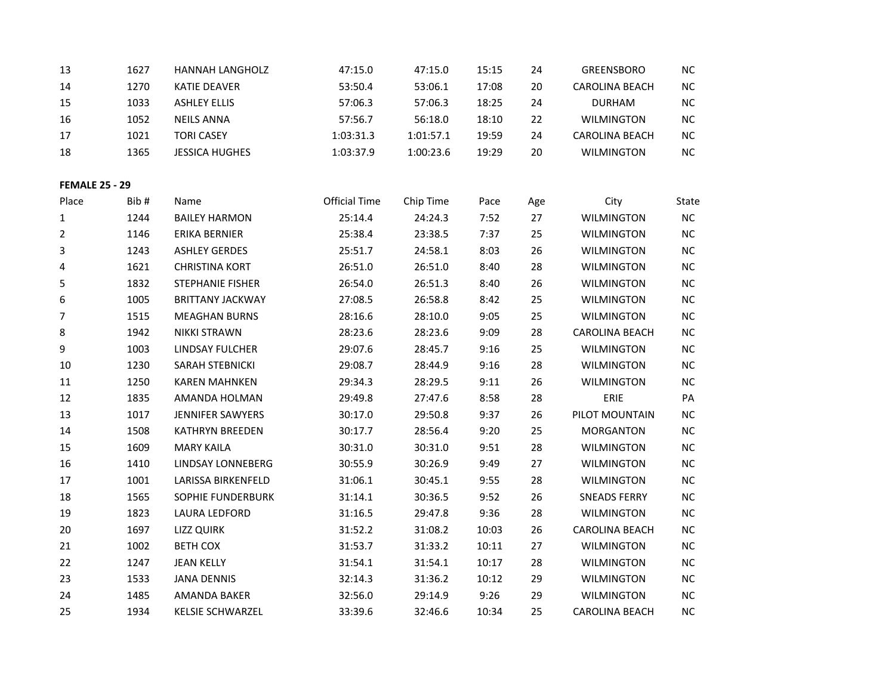| Place | Bib # | Name | Official Time | Chip Time | Pace | Age | City | State |
|---|---|---|---|---|---|---|---|---|
| 13 | 1627 | HANNAH LANGHOLZ | 47:15.0 | 47:15.0 | 15:15 | 24 | GREENSBORO | NC |
| 14 | 1270 | KATIE DEAVER | 53:50.4 | 53:06.1 | 17:08 | 20 | CAROLINA BEACH | NC |
| 15 | 1033 | ASHLEY ELLIS | 57:06.3 | 57:06.3 | 18:25 | 24 | DURHAM | NC |
| 16 | 1052 | NEILS ANNA | 57:56.7 | 56:18.0 | 18:10 | 22 | WILMINGTON | NC |
| 17 | 1021 | TORI CASEY | 1:03:31.3 | 1:01:57.1 | 19:59 | 24 | CAROLINA BEACH | NC |
| 18 | 1365 | JESSICA HUGHES | 1:03:37.9 | 1:00:23.6 | 19:29 | 20 | WILMINGTON | NC |

**FEMALE 25 - 29**

| Place | Bib # | Name | Official Time | Chip Time | Pace | Age | City | State |
|---|---|---|---|---|---|---|---|---|
| 1 | 1244 | BAILEY HARMON | 25:14.4 | 24:24.3 | 7:52 | 27 | WILMINGTON | NC |
| 2 | 1146 | ERIKA BERNIER | 25:38.4 | 23:38.5 | 7:37 | 25 | WILMINGTON | NC |
| 3 | 1243 | ASHLEY GERDES | 25:51.7 | 24:58.1 | 8:03 | 26 | WILMINGTON | NC |
| 4 | 1621 | CHRISTINA KORT | 26:51.0 | 26:51.0 | 8:40 | 28 | WILMINGTON | NC |
| 5 | 1832 | STEPHANIE FISHER | 26:54.0 | 26:51.3 | 8:40 | 26 | WILMINGTON | NC |
| 6 | 1005 | BRITTANY JACKWAY | 27:08.5 | 26:58.8 | 8:42 | 25 | WILMINGTON | NC |
| 7 | 1515 | MEAGHAN BURNS | 28:16.6 | 28:10.0 | 9:05 | 25 | WILMINGTON | NC |
| 8 | 1942 | NIKKI STRAWN | 28:23.6 | 28:23.6 | 9:09 | 28 | CAROLINA BEACH | NC |
| 9 | 1003 | LINDSAY FULCHER | 29:07.6 | 28:45.7 | 9:16 | 25 | WILMINGTON | NC |
| 10 | 1230 | SARAH STEBNICKI | 29:08.7 | 28:44.9 | 9:16 | 28 | WILMINGTON | NC |
| 11 | 1250 | KAREN MAHNKEN | 29:34.3 | 28:29.5 | 9:11 | 26 | WILMINGTON | NC |
| 12 | 1835 | AMANDA HOLMAN | 29:49.8 | 27:47.6 | 8:58 | 28 | ERIE | PA |
| 13 | 1017 | JENNIFER SAWYERS | 30:17.0 | 29:50.8 | 9:37 | 26 | PILOT MOUNTAIN | NC |
| 14 | 1508 | KATHRYN BREEDEN | 30:17.7 | 28:56.4 | 9:20 | 25 | MORGANTON | NC |
| 15 | 1609 | MARY KAILA | 30:31.0 | 30:31.0 | 9:51 | 28 | WILMINGTON | NC |
| 16 | 1410 | LINDSAY LONNEBERG | 30:55.9 | 30:26.9 | 9:49 | 27 | WILMINGTON | NC |
| 17 | 1001 | LARISSA BIRKENFELD | 31:06.1 | 30:45.1 | 9:55 | 28 | WILMINGTON | NC |
| 18 | 1565 | SOPHIE FUNDERBURK | 31:14.1 | 30:36.5 | 9:52 | 26 | SNEADS FERRY | NC |
| 19 | 1823 | LAURA LEDFORD | 31:16.5 | 29:47.8 | 9:36 | 28 | WILMINGTON | NC |
| 20 | 1697 | LIZZ QUIRK | 31:52.2 | 31:08.2 | 10:03 | 26 | CAROLINA BEACH | NC |
| 21 | 1002 | BETH COX | 31:53.7 | 31:33.2 | 10:11 | 27 | WILMINGTON | NC |
| 22 | 1247 | JEAN KELLY | 31:54.1 | 31:54.1 | 10:17 | 28 | WILMINGTON | NC |
| 23 | 1533 | JANA DENNIS | 32:14.3 | 31:36.2 | 10:12 | 29 | WILMINGTON | NC |
| 24 | 1485 | AMANDA BAKER | 32:56.0 | 29:14.9 | 9:26 | 29 | WILMINGTON | NC |
| 25 | 1934 | KELSIE SCHWARZEL | 33:39.6 | 32:46.6 | 10:34 | 25 | CAROLINA BEACH | NC |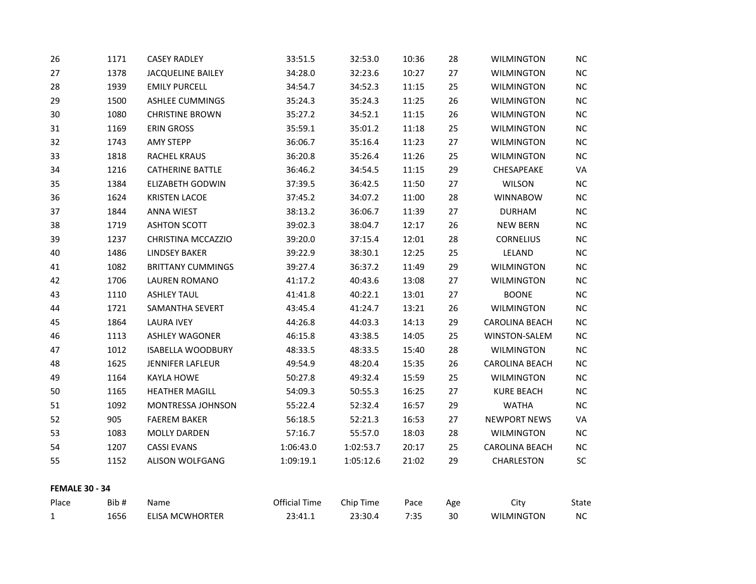| | | | | | | | | |
|---|---|---|---|---|---|---|---|---|
| 26 | 1171 | CASEY RADLEY | 33:51.5 | 32:53.0 | 10:36 | 28 | WILMINGTON | NC |
| 27 | 1378 | JACQUELINE BAILEY | 34:28.0 | 32:23.6 | 10:27 | 27 | WILMINGTON | NC |
| 28 | 1939 | EMILY PURCELL | 34:54.7 | 34:52.3 | 11:15 | 25 | WILMINGTON | NC |
| 29 | 1500 | ASHLEE CUMMINGS | 35:24.3 | 35:24.3 | 11:25 | 26 | WILMINGTON | NC |
| 30 | 1080 | CHRISTINE BROWN | 35:27.2 | 34:52.1 | 11:15 | 26 | WILMINGTON | NC |
| 31 | 1169 | ERIN GROSS | 35:59.1 | 35:01.2 | 11:18 | 25 | WILMINGTON | NC |
| 32 | 1743 | AMY STEPP | 36:06.7 | 35:16.4 | 11:23 | 27 | WILMINGTON | NC |
| 33 | 1818 | RACHEL KRAUS | 36:20.8 | 35:26.4 | 11:26 | 25 | WILMINGTON | NC |
| 34 | 1216 | CATHERINE BATTLE | 36:46.2 | 34:54.5 | 11:15 | 29 | CHESAPEAKE | VA |
| 35 | 1384 | ELIZABETH GODWIN | 37:39.5 | 36:42.5 | 11:50 | 27 | WILSON | NC |
| 36 | 1624 | KRISTEN LACOE | 37:45.2 | 34:07.2 | 11:00 | 28 | WINNABOW | NC |
| 37 | 1844 | ANNA WIEST | 38:13.2 | 36:06.7 | 11:39 | 27 | DURHAM | NC |
| 38 | 1719 | ASHTON SCOTT | 39:02.3 | 38:04.7 | 12:17 | 26 | NEW BERN | NC |
| 39 | 1237 | CHRISTINA MCCAZZIO | 39:20.0 | 37:15.4 | 12:01 | 28 | CORNELIUS | NC |
| 40 | 1486 | LINDSEY BAKER | 39:22.9 | 38:30.1 | 12:25 | 25 | LELAND | NC |
| 41 | 1082 | BRITTANY CUMMINGS | 39:27.4 | 36:37.2 | 11:49 | 29 | WILMINGTON | NC |
| 42 | 1706 | LAUREN ROMANO | 41:17.2 | 40:43.6 | 13:08 | 27 | WILMINGTON | NC |
| 43 | 1110 | ASHLEY TAUL | 41:41.8 | 40:22.1 | 13:01 | 27 | BOONE | NC |
| 44 | 1721 | SAMANTHA SEVERT | 43:45.4 | 41:24.7 | 13:21 | 26 | WILMINGTON | NC |
| 45 | 1864 | LAURA IVEY | 44:26.8 | 44:03.3 | 14:13 | 29 | CAROLINA BEACH | NC |
| 46 | 1113 | ASHLEY WAGONER | 46:15.8 | 43:38.5 | 14:05 | 25 | WINSTON-SALEM | NC |
| 47 | 1012 | ISABELLA WOODBURY | 48:33.5 | 48:33.5 | 15:40 | 28 | WILMINGTON | NC |
| 48 | 1625 | JENNIFER LAFLEUR | 49:54.9 | 48:20.4 | 15:35 | 26 | CAROLINA BEACH | NC |
| 49 | 1164 | KAYLA HOWE | 50:27.8 | 49:32.4 | 15:59 | 25 | WILMINGTON | NC |
| 50 | 1165 | HEATHER MAGILL | 54:09.3 | 50:55.3 | 16:25 | 27 | KURE BEACH | NC |
| 51 | 1092 | MONTRESSA JOHNSON | 55:22.4 | 52:32.4 | 16:57 | 29 | WATHA | NC |
| 52 | 905 | FAEREM BAKER | 56:18.5 | 52:21.3 | 16:53 | 27 | NEWPORT NEWS | VA |
| 53 | 1083 | MOLLY DARDEN | 57:16.7 | 55:57.0 | 18:03 | 28 | WILMINGTON | NC |
| 54 | 1207 | CASSI EVANS | 1:06:43.0 | 1:02:53.7 | 20:17 | 25 | CAROLINA BEACH | NC |
| 55 | 1152 | ALISON WOLFGANG | 1:09:19.1 | 1:05:12.6 | 21:02 | 29 | CHARLESTON | SC |

**FEMALE 30 - 34**

| Place | Bib # | Name | Official Time | Chip Time | Pace | Age | City | State |
|---|---|---|---|---|---|---|---|---|
| 1 | 1656 | ELISA MCWHORTER | 23:41.1 | 23:30.4 | 7:35 | 30 | WILMINGTON | NC |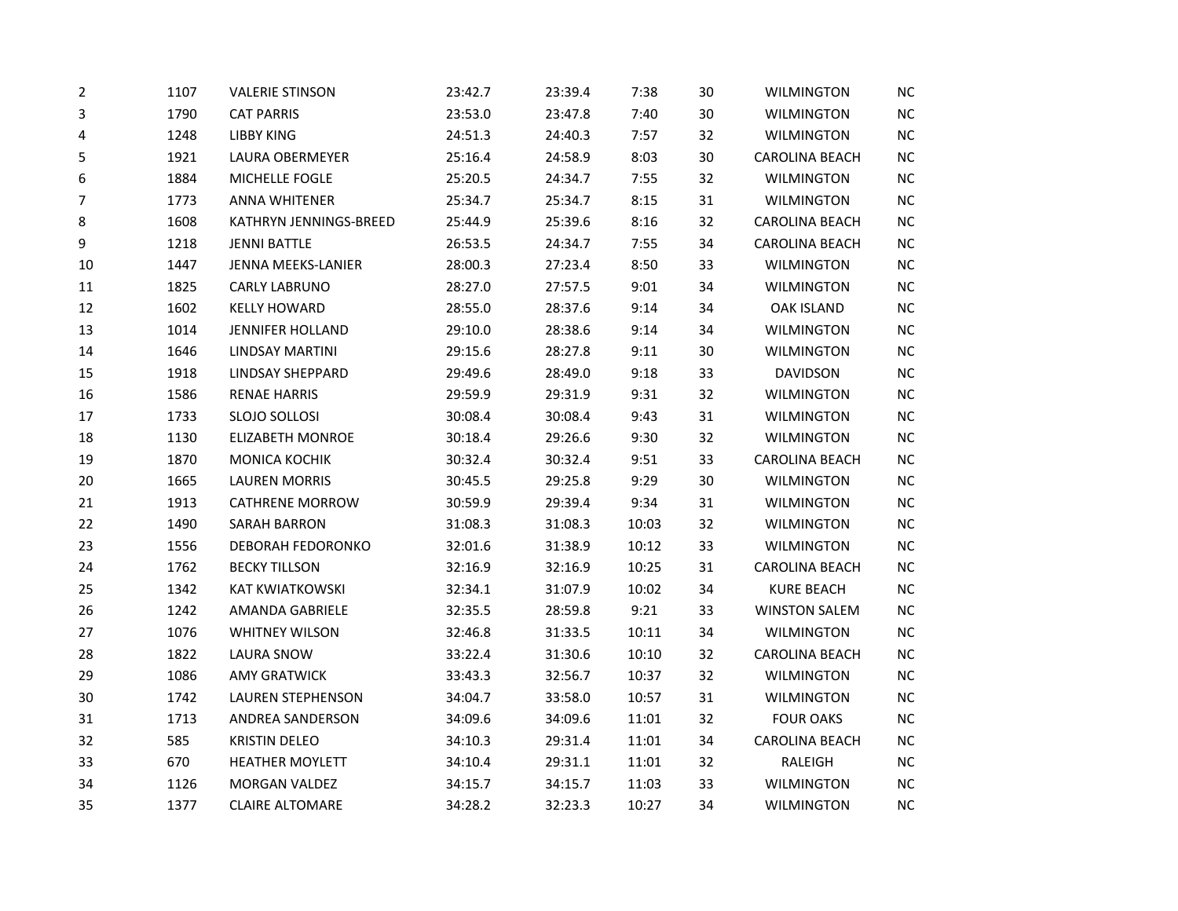| | | | | | | | | |
|---|---|---|---|---|---|---|---|---|
| 2 | 1107 | VALERIE STINSON | 23:42.7 | 23:39.4 | 7:38 | 30 | WILMINGTON | NC |
| 3 | 1790 | CAT PARRIS | 23:53.0 | 23:47.8 | 7:40 | 30 | WILMINGTON | NC |
| 4 | 1248 | LIBBY KING | 24:51.3 | 24:40.3 | 7:57 | 32 | WILMINGTON | NC |
| 5 | 1921 | LAURA OBERMEYER | 25:16.4 | 24:58.9 | 8:03 | 30 | CAROLINA BEACH | NC |
| 6 | 1884 | MICHELLE FOGLE | 25:20.5 | 24:34.7 | 7:55 | 32 | WILMINGTON | NC |
| 7 | 1773 | ANNA WHITENER | 25:34.7 | 25:34.7 | 8:15 | 31 | WILMINGTON | NC |
| 8 | 1608 | KATHRYN JENNINGS-BREED | 25:44.9 | 25:39.6 | 8:16 | 32 | CAROLINA BEACH | NC |
| 9 | 1218 | JENNI BATTLE | 26:53.5 | 24:34.7 | 7:55 | 34 | CAROLINA BEACH | NC |
| 10 | 1447 | JENNA MEEKS-LANIER | 28:00.3 | 27:23.4 | 8:50 | 33 | WILMINGTON | NC |
| 11 | 1825 | CARLY LABRUNO | 28:27.0 | 27:57.5 | 9:01 | 34 | WILMINGTON | NC |
| 12 | 1602 | KELLY HOWARD | 28:55.0 | 28:37.6 | 9:14 | 34 | OAK ISLAND | NC |
| 13 | 1014 | JENNIFER HOLLAND | 29:10.0 | 28:38.6 | 9:14 | 34 | WILMINGTON | NC |
| 14 | 1646 | LINDSAY MARTINI | 29:15.6 | 28:27.8 | 9:11 | 30 | WILMINGTON | NC |
| 15 | 1918 | LINDSAY SHEPPARD | 29:49.6 | 28:49.0 | 9:18 | 33 | DAVIDSON | NC |
| 16 | 1586 | RENAE HARRIS | 29:59.9 | 29:31.9 | 9:31 | 32 | WILMINGTON | NC |
| 17 | 1733 | SLOJO SOLLOSI | 30:08.4 | 30:08.4 | 9:43 | 31 | WILMINGTON | NC |
| 18 | 1130 | ELIZABETH MONROE | 30:18.4 | 29:26.6 | 9:30 | 32 | WILMINGTON | NC |
| 19 | 1870 | MONICA KOCHIK | 30:32.4 | 30:32.4 | 9:51 | 33 | CAROLINA BEACH | NC |
| 20 | 1665 | LAUREN MORRIS | 30:45.5 | 29:25.8 | 9:29 | 30 | WILMINGTON | NC |
| 21 | 1913 | CATHRENE MORROW | 30:59.9 | 29:39.4 | 9:34 | 31 | WILMINGTON | NC |
| 22 | 1490 | SARAH BARRON | 31:08.3 | 31:08.3 | 10:03 | 32 | WILMINGTON | NC |
| 23 | 1556 | DEBORAH FEDORONKO | 32:01.6 | 31:38.9 | 10:12 | 33 | WILMINGTON | NC |
| 24 | 1762 | BECKY TILLSON | 32:16.9 | 32:16.9 | 10:25 | 31 | CAROLINA BEACH | NC |
| 25 | 1342 | KAT KWIATKOWSKI | 32:34.1 | 31:07.9 | 10:02 | 34 | KURE BEACH | NC |
| 26 | 1242 | AMANDA GABRIELE | 32:35.5 | 28:59.8 | 9:21 | 33 | WINSTON SALEM | NC |
| 27 | 1076 | WHITNEY WILSON | 32:46.8 | 31:33.5 | 10:11 | 34 | WILMINGTON | NC |
| 28 | 1822 | LAURA SNOW | 33:22.4 | 31:30.6 | 10:10 | 32 | CAROLINA BEACH | NC |
| 29 | 1086 | AMY GRATWICK | 33:43.3 | 32:56.7 | 10:37 | 32 | WILMINGTON | NC |
| 30 | 1742 | LAUREN STEPHENSON | 34:04.7 | 33:58.0 | 10:57 | 31 | WILMINGTON | NC |
| 31 | 1713 | ANDREA SANDERSON | 34:09.6 | 34:09.6 | 11:01 | 32 | FOUR OAKS | NC |
| 32 | 585 | KRISTIN DELEO | 34:10.3 | 29:31.4 | 11:01 | 34 | CAROLINA BEACH | NC |
| 33 | 670 | HEATHER MOYLETT | 34:10.4 | 29:31.1 | 11:01 | 32 | RALEIGH | NC |
| 34 | 1126 | MORGAN VALDEZ | 34:15.7 | 34:15.7 | 11:03 | 33 | WILMINGTON | NC |
| 35 | 1377 | CLAIRE ALTOMARE | 34:28.2 | 32:23.3 | 10:27 | 34 | WILMINGTON | NC |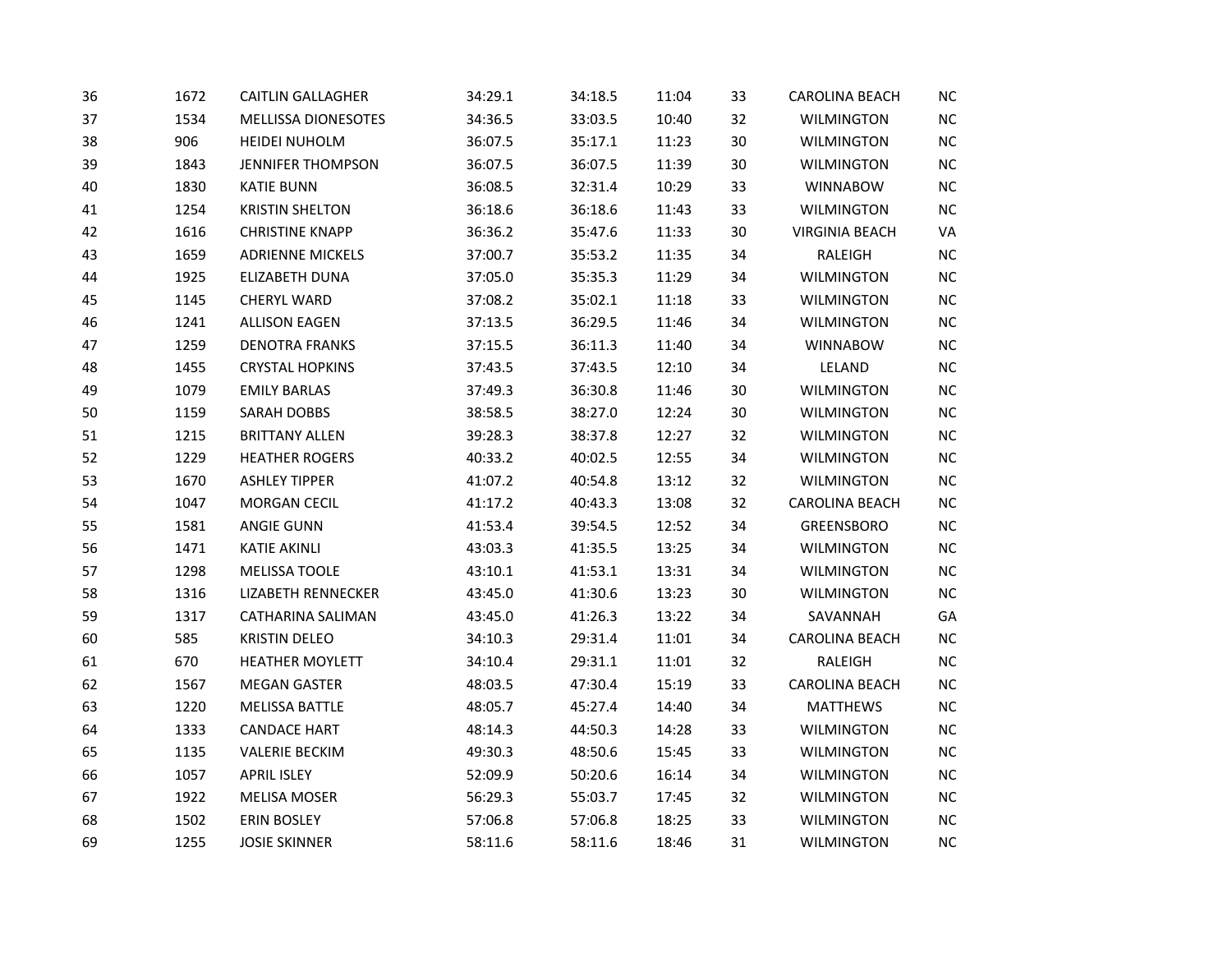| | | | | | | | | |
|---|---|---|---|---|---|---|---|---|
| 36 | 1672 | CAITLIN GALLAGHER | 34:29.1 | 34:18.5 | 11:04 | 33 | CAROLINA BEACH | NC |
| 37 | 1534 | MELLISSA DIONESOTES | 34:36.5 | 33:03.5 | 10:40 | 32 | WILMINGTON | NC |
| 38 | 906 | HEIDEI NUHOLM | 36:07.5 | 35:17.1 | 11:23 | 30 | WILMINGTON | NC |
| 39 | 1843 | JENNIFER THOMPSON | 36:07.5 | 36:07.5 | 11:39 | 30 | WILMINGTON | NC |
| 40 | 1830 | KATIE BUNN | 36:08.5 | 32:31.4 | 10:29 | 33 | WINNABOW | NC |
| 41 | 1254 | KRISTIN SHELTON | 36:18.6 | 36:18.6 | 11:43 | 33 | WILMINGTON | NC |
| 42 | 1616 | CHRISTINE KNAPP | 36:36.2 | 35:47.6 | 11:33 | 30 | VIRGINIA BEACH | VA |
| 43 | 1659 | ADRIENNE MICKELS | 37:00.7 | 35:53.2 | 11:35 | 34 | RALEIGH | NC |
| 44 | 1925 | ELIZABETH DUNA | 37:05.0 | 35:35.3 | 11:29 | 34 | WILMINGTON | NC |
| 45 | 1145 | CHERYL WARD | 37:08.2 | 35:02.1 | 11:18 | 33 | WILMINGTON | NC |
| 46 | 1241 | ALLISON EAGEN | 37:13.5 | 36:29.5 | 11:46 | 34 | WILMINGTON | NC |
| 47 | 1259 | DENOTRA FRANKS | 37:15.5 | 36:11.3 | 11:40 | 34 | WINNABOW | NC |
| 48 | 1455 | CRYSTAL HOPKINS | 37:43.5 | 37:43.5 | 12:10 | 34 | LELAND | NC |
| 49 | 1079 | EMILY BARLAS | 37:49.3 | 36:30.8 | 11:46 | 30 | WILMINGTON | NC |
| 50 | 1159 | SARAH DOBBS | 38:58.5 | 38:27.0 | 12:24 | 30 | WILMINGTON | NC |
| 51 | 1215 | BRITTANY ALLEN | 39:28.3 | 38:37.8 | 12:27 | 32 | WILMINGTON | NC |
| 52 | 1229 | HEATHER ROGERS | 40:33.2 | 40:02.5 | 12:55 | 34 | WILMINGTON | NC |
| 53 | 1670 | ASHLEY TIPPER | 41:07.2 | 40:54.8 | 13:12 | 32 | WILMINGTON | NC |
| 54 | 1047 | MORGAN CECIL | 41:17.2 | 40:43.3 | 13:08 | 32 | CAROLINA BEACH | NC |
| 55 | 1581 | ANGIE GUNN | 41:53.4 | 39:54.5 | 12:52 | 34 | GREENSBORO | NC |
| 56 | 1471 | KATIE AKINLI | 43:03.3 | 41:35.5 | 13:25 | 34 | WILMINGTON | NC |
| 57 | 1298 | MELISSA TOOLE | 43:10.1 | 41:53.1 | 13:31 | 34 | WILMINGTON | NC |
| 58 | 1316 | LIZABETH RENNECKER | 43:45.0 | 41:30.6 | 13:23 | 30 | WILMINGTON | NC |
| 59 | 1317 | CATHARINA SALIMAN | 43:45.0 | 41:26.3 | 13:22 | 34 | SAVANNAH | GA |
| 60 | 585 | KRISTIN DELEO | 34:10.3 | 29:31.4 | 11:01 | 34 | CAROLINA BEACH | NC |
| 61 | 670 | HEATHER MOYLETT | 34:10.4 | 29:31.1 | 11:01 | 32 | RALEIGH | NC |
| 62 | 1567 | MEGAN GASTER | 48:03.5 | 47:30.4 | 15:19 | 33 | CAROLINA BEACH | NC |
| 63 | 1220 | MELISSA BATTLE | 48:05.7 | 45:27.4 | 14:40 | 34 | MATTHEWS | NC |
| 64 | 1333 | CANDACE HART | 48:14.3 | 44:50.3 | 14:28 | 33 | WILMINGTON | NC |
| 65 | 1135 | VALERIE BECKIM | 49:30.3 | 48:50.6 | 15:45 | 33 | WILMINGTON | NC |
| 66 | 1057 | APRIL ISLEY | 52:09.9 | 50:20.6 | 16:14 | 34 | WILMINGTON | NC |
| 67 | 1922 | MELISA MOSER | 56:29.3 | 55:03.7 | 17:45 | 32 | WILMINGTON | NC |
| 68 | 1502 | ERIN BOSLEY | 57:06.8 | 57:06.8 | 18:25 | 33 | WILMINGTON | NC |
| 69 | 1255 | JOSIE SKINNER | 58:11.6 | 58:11.6 | 18:46 | 31 | WILMINGTON | NC |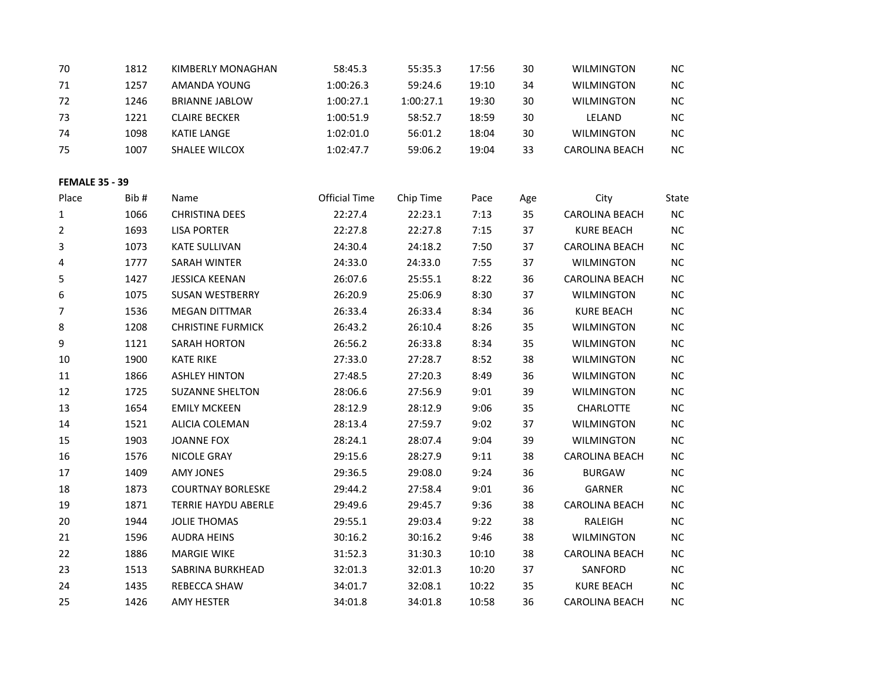| | | | | | | | | |
|---|---|---|---|---|---|---|---|---|
| 70 | 1812 | KIMBERLY MONAGHAN | 58:45.3 | 55:35.3 | 17:56 | 30 | WILMINGTON | NC |
| 71 | 1257 | AMANDA YOUNG | 1:00:26.3 | 59:24.6 | 19:10 | 34 | WILMINGTON | NC |
| 72 | 1246 | BRIANNE JABLOW | 1:00:27.1 | 1:00:27.1 | 19:30 | 30 | WILMINGTON | NC |
| 73 | 1221 | CLAIRE BECKER | 1:00:51.9 | 58:52.7 | 18:59 | 30 | LELAND | NC |
| 74 | 1098 | KATIE LANGE | 1:02:01.0 | 56:01.2 | 18:04 | 30 | WILMINGTON | NC |
| 75 | 1007 | SHALEE WILCOX | 1:02:47.7 | 59:06.2 | 19:04 | 33 | CAROLINA BEACH | NC |

**FEMALE 35 - 39**

| Place | Bib # | Name | Official Time | Chip Time | Pace | Age | City | State |
|---|---|---|---|---|---|---|---|---|
| 1 | 1066 | CHRISTINA DEES | 22:27.4 | 22:23.1 | 7:13 | 35 | CAROLINA BEACH | NC |
| 2 | 1693 | LISA PORTER | 22:27.8 | 22:27.8 | 7:15 | 37 | KURE BEACH | NC |
| 3 | 1073 | KATE SULLIVAN | 24:30.4 | 24:18.2 | 7:50 | 37 | CAROLINA BEACH | NC |
| 4 | 1777 | SARAH WINTER | 24:33.0 | 24:33.0 | 7:55 | 37 | WILMINGTON | NC |
| 5 | 1427 | JESSICA KEENAN | 26:07.6 | 25:55.1 | 8:22 | 36 | CAROLINA BEACH | NC |
| 6 | 1075 | SUSAN WESTBERRY | 26:20.9 | 25:06.9 | 8:30 | 37 | WILMINGTON | NC |
| 7 | 1536 | MEGAN DITTMAR | 26:33.4 | 26:33.4 | 8:34 | 36 | KURE BEACH | NC |
| 8 | 1208 | CHRISTINE FURMICK | 26:43.2 | 26:10.4 | 8:26 | 35 | WILMINGTON | NC |
| 9 | 1121 | SARAH HORTON | 26:56.2 | 26:33.8 | 8:34 | 35 | WILMINGTON | NC |
| 10 | 1900 | KATE RIKE | 27:33.0 | 27:28.7 | 8:52 | 38 | WILMINGTON | NC |
| 11 | 1866 | ASHLEY HINTON | 27:48.5 | 27:20.3 | 8:49 | 36 | WILMINGTON | NC |
| 12 | 1725 | SUZANNE SHELTON | 28:06.6 | 27:56.9 | 9:01 | 39 | WILMINGTON | NC |
| 13 | 1654 | EMILY MCKEEN | 28:12.9 | 28:12.9 | 9:06 | 35 | CHARLOTTE | NC |
| 14 | 1521 | ALICIA COLEMAN | 28:13.4 | 27:59.7 | 9:02 | 37 | WILMINGTON | NC |
| 15 | 1903 | JOANNE FOX | 28:24.1 | 28:07.4 | 9:04 | 39 | WILMINGTON | NC |
| 16 | 1576 | NICOLE GRAY | 29:15.6 | 28:27.9 | 9:11 | 38 | CAROLINA BEACH | NC |
| 17 | 1409 | AMY JONES | 29:36.5 | 29:08.0 | 9:24 | 36 | BURGAW | NC |
| 18 | 1873 | COURTNAY BORLESKE | 29:44.2 | 27:58.4 | 9:01 | 36 | GARNER | NC |
| 19 | 1871 | TERRIE HAYDU ABERLE | 29:49.6 | 29:45.7 | 9:36 | 38 | CAROLINA BEACH | NC |
| 20 | 1944 | JOLIE THOMAS | 29:55.1 | 29:03.4 | 9:22 | 38 | RALEIGH | NC |
| 21 | 1596 | AUDRA HEINS | 30:16.2 | 30:16.2 | 9:46 | 38 | WILMINGTON | NC |
| 22 | 1886 | MARGIE WIKE | 31:52.3 | 31:30.3 | 10:10 | 38 | CAROLINA BEACH | NC |
| 23 | 1513 | SABRINA BURKHEAD | 32:01.3 | 32:01.3 | 10:20 | 37 | SANFORD | NC |
| 24 | 1435 | REBECCA SHAW | 34:01.7 | 32:08.1 | 10:22 | 35 | KURE BEACH | NC |
| 25 | 1426 | AMY HESTER | 34:01.8 | 34:01.8 | 10:58 | 36 | CAROLINA BEACH | NC |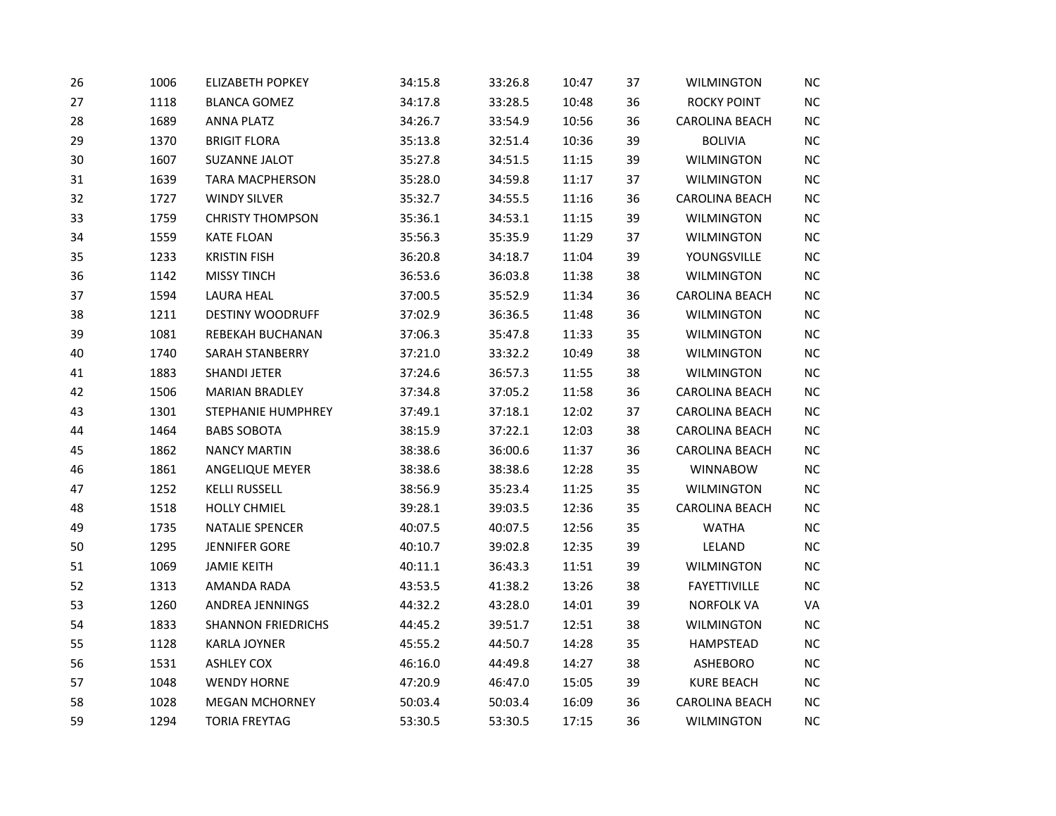| | | | | | | | | |
|---|---|---|---|---|---|---|---|---|
| 26 | 1006 | ELIZABETH POPKEY | 34:15.8 | 33:26.8 | 10:47 | 37 | WILMINGTON | NC |
| 27 | 1118 | BLANCA GOMEZ | 34:17.8 | 33:28.5 | 10:48 | 36 | ROCKY POINT | NC |
| 28 | 1689 | ANNA PLATZ | 34:26.7 | 33:54.9 | 10:56 | 36 | CAROLINA BEACH | NC |
| 29 | 1370 | BRIGIT FLORA | 35:13.8 | 32:51.4 | 10:36 | 39 | BOLIVIA | NC |
| 30 | 1607 | SUZANNE JALOT | 35:27.8 | 34:51.5 | 11:15 | 39 | WILMINGTON | NC |
| 31 | 1639 | TARA MACPHERSON | 35:28.0 | 34:59.8 | 11:17 | 37 | WILMINGTON | NC |
| 32 | 1727 | WINDY SILVER | 35:32.7 | 34:55.5 | 11:16 | 36 | CAROLINA BEACH | NC |
| 33 | 1759 | CHRISTY THOMPSON | 35:36.1 | 34:53.1 | 11:15 | 39 | WILMINGTON | NC |
| 34 | 1559 | KATE FLOAN | 35:56.3 | 35:35.9 | 11:29 | 37 | WILMINGTON | NC |
| 35 | 1233 | KRISTIN FISH | 36:20.8 | 34:18.7 | 11:04 | 39 | YOUNGSVILLE | NC |
| 36 | 1142 | MISSY TINCH | 36:53.6 | 36:03.8 | 11:38 | 38 | WILMINGTON | NC |
| 37 | 1594 | LAURA HEAL | 37:00.5 | 35:52.9 | 11:34 | 36 | CAROLINA BEACH | NC |
| 38 | 1211 | DESTINY WOODRUFF | 37:02.9 | 36:36.5 | 11:48 | 36 | WILMINGTON | NC |
| 39 | 1081 | REBEKAH BUCHANAN | 37:06.3 | 35:47.8 | 11:33 | 35 | WILMINGTON | NC |
| 40 | 1740 | SARAH STANBERRY | 37:21.0 | 33:32.2 | 10:49 | 38 | WILMINGTON | NC |
| 41 | 1883 | SHANDI JETER | 37:24.6 | 36:57.3 | 11:55 | 38 | WILMINGTON | NC |
| 42 | 1506 | MARIAN BRADLEY | 37:34.8 | 37:05.2 | 11:58 | 36 | CAROLINA BEACH | NC |
| 43 | 1301 | STEPHANIE HUMPHREY | 37:49.1 | 37:18.1 | 12:02 | 37 | CAROLINA BEACH | NC |
| 44 | 1464 | BABS SOBOTA | 38:15.9 | 37:22.1 | 12:03 | 38 | CAROLINA BEACH | NC |
| 45 | 1862 | NANCY MARTIN | 38:38.6 | 36:00.6 | 11:37 | 36 | CAROLINA BEACH | NC |
| 46 | 1861 | ANGELIQUE MEYER | 38:38.6 | 38:38.6 | 12:28 | 35 | WINNABOW | NC |
| 47 | 1252 | KELLI RUSSELL | 38:56.9 | 35:23.4 | 11:25 | 35 | WILMINGTON | NC |
| 48 | 1518 | HOLLY CHMIEL | 39:28.1 | 39:03.5 | 12:36 | 35 | CAROLINA BEACH | NC |
| 49 | 1735 | NATALIE SPENCER | 40:07.5 | 40:07.5 | 12:56 | 35 | WATHA | NC |
| 50 | 1295 | JENNIFER GORE | 40:10.7 | 39:02.8 | 12:35 | 39 | LELAND | NC |
| 51 | 1069 | JAMIE KEITH | 40:11.1 | 36:43.3 | 11:51 | 39 | WILMINGTON | NC |
| 52 | 1313 | AMANDA RADA | 43:53.5 | 41:38.2 | 13:26 | 38 | FAYETTIVILLE | NC |
| 53 | 1260 | ANDREA JENNINGS | 44:32.2 | 43:28.0 | 14:01 | 39 | NORFOLK VA | VA |
| 54 | 1833 | SHANNON FRIEDRICHS | 44:45.2 | 39:51.7 | 12:51 | 38 | WILMINGTON | NC |
| 55 | 1128 | KARLA JOYNER | 45:55.2 | 44:50.7 | 14:28 | 35 | HAMPSTEAD | NC |
| 56 | 1531 | ASHLEY COX | 46:16.0 | 44:49.8 | 14:27 | 38 | ASHEBORO | NC |
| 57 | 1048 | WENDY HORNE | 47:20.9 | 46:47.0 | 15:05 | 39 | KURE BEACH | NC |
| 58 | 1028 | MEGAN MCHORNEY | 50:03.4 | 50:03.4 | 16:09 | 36 | CAROLINA BEACH | NC |
| 59 | 1294 | TORIA FREYTAG | 53:30.5 | 53:30.5 | 17:15 | 36 | WILMINGTON | NC |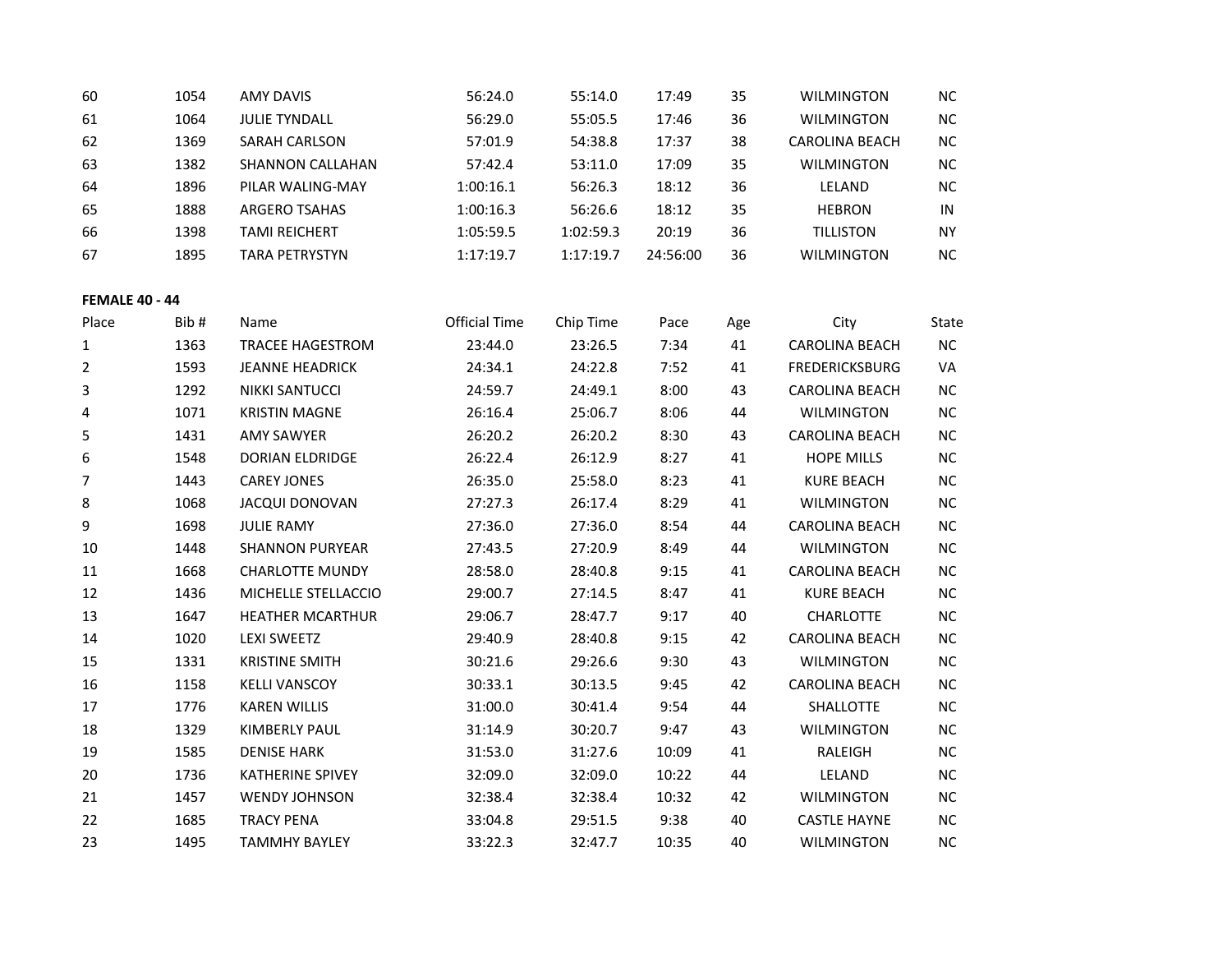| 60 | 1054 | AMY DAVIS | 56:24.0 | 55:14.0 | 17:49 | 35 | WILMINGTON | NC |
|---|---|---|---|---|---|---|---|---|
| 61 | 1064 | JULIE TYNDALL | 56:29.0 | 55:05.5 | 17:46 | 36 | WILMINGTON | NC |
| 62 | 1369 | SARAH CARLSON | 57:01.9 | 54:38.8 | 17:37 | 38 | CAROLINA BEACH | NC |
| 63 | 1382 | SHANNON CALLAHAN | 57:42.4 | 53:11.0 | 17:09 | 35 | WILMINGTON | NC |
| 64 | 1896 | PILAR WALING-MAY | 1:00:16.1 | 56:26.3 | 18:12 | 36 | LELAND | NC |
| 65 | 1888 | ARGERO TSAHAS | 1:00:16.3 | 56:26.6 | 18:12 | 35 | HEBRON | IN |
| 66 | 1398 | TAMI REICHERT | 1:05:59.5 | 1:02:59.3 | 20:19 | 36 | TILLISTON | NY |
| 67 | 1895 | TARA PETRYSTYN | 1:17:19.7 | 1:17:19.7 | 24:56:00 | 36 | WILMINGTON | NC |

**FEMALE 40 - 44**

| Place | Bib # | Name | Official Time | Chip Time | Pace | Age | City | State |
|---|---|---|---|---|---|---|---|---|
| 1 | 1363 | TRACEE HAGESTROM | 23:44.0 | 23:26.5 | 7:34 | 41 | CAROLINA BEACH | NC |
| 2 | 1593 | JEANNE HEADRICK | 24:34.1 | 24:22.8 | 7:52 | 41 | FREDERICKSBURG | VA |
| 3 | 1292 | NIKKI SANTUCCI | 24:59.7 | 24:49.1 | 8:00 | 43 | CAROLINA BEACH | NC |
| 4 | 1071 | KRISTIN MAGNE | 26:16.4 | 25:06.7 | 8:06 | 44 | WILMINGTON | NC |
| 5 | 1431 | AMY SAWYER | 26:20.2 | 26:20.2 | 8:30 | 43 | CAROLINA BEACH | NC |
| 6 | 1548 | DORIAN ELDRIDGE | 26:22.4 | 26:12.9 | 8:27 | 41 | HOPE MILLS | NC |
| 7 | 1443 | CAREY JONES | 26:35.0 | 25:58.0 | 8:23 | 41 | KURE BEACH | NC |
| 8 | 1068 | JACQUI DONOVAN | 27:27.3 | 26:17.4 | 8:29 | 41 | WILMINGTON | NC |
| 9 | 1698 | JULIE RAMY | 27:36.0 | 27:36.0 | 8:54 | 44 | CAROLINA BEACH | NC |
| 10 | 1448 | SHANNON PURYEAR | 27:43.5 | 27:20.9 | 8:49 | 44 | WILMINGTON | NC |
| 11 | 1668 | CHARLOTTE MUNDY | 28:58.0 | 28:40.8 | 9:15 | 41 | CAROLINA BEACH | NC |
| 12 | 1436 | MICHELLE STELLACCIO | 29:00.7 | 27:14.5 | 8:47 | 41 | KURE BEACH | NC |
| 13 | 1647 | HEATHER MCARTHUR | 29:06.7 | 28:47.7 | 9:17 | 40 | CHARLOTTE | NC |
| 14 | 1020 | LEXI SWEETZ | 29:40.9 | 28:40.8 | 9:15 | 42 | CAROLINA BEACH | NC |
| 15 | 1331 | KRISTINE SMITH | 30:21.6 | 29:26.6 | 9:30 | 43 | WILMINGTON | NC |
| 16 | 1158 | KELLI VANSCOY | 30:33.1 | 30:13.5 | 9:45 | 42 | CAROLINA BEACH | NC |
| 17 | 1776 | KAREN WILLIS | 31:00.0 | 30:41.4 | 9:54 | 44 | SHALLOTTE | NC |
| 18 | 1329 | KIMBERLY PAUL | 31:14.9 | 30:20.7 | 9:47 | 43 | WILMINGTON | NC |
| 19 | 1585 | DENISE HARK | 31:53.0 | 31:27.6 | 10:09 | 41 | RALEIGH | NC |
| 20 | 1736 | KATHERINE SPIVEY | 32:09.0 | 32:09.0 | 10:22 | 44 | LELAND | NC |
| 21 | 1457 | WENDY JOHNSON | 32:38.4 | 32:38.4 | 10:32 | 42 | WILMINGTON | NC |
| 22 | 1685 | TRACY PENA | 33:04.8 | 29:51.5 | 9:38 | 40 | CASTLE HAYNE | NC |
| 23 | 1495 | TAMMHY BAYLEY | 33:22.3 | 32:47.7 | 10:35 | 40 | WILMINGTON | NC |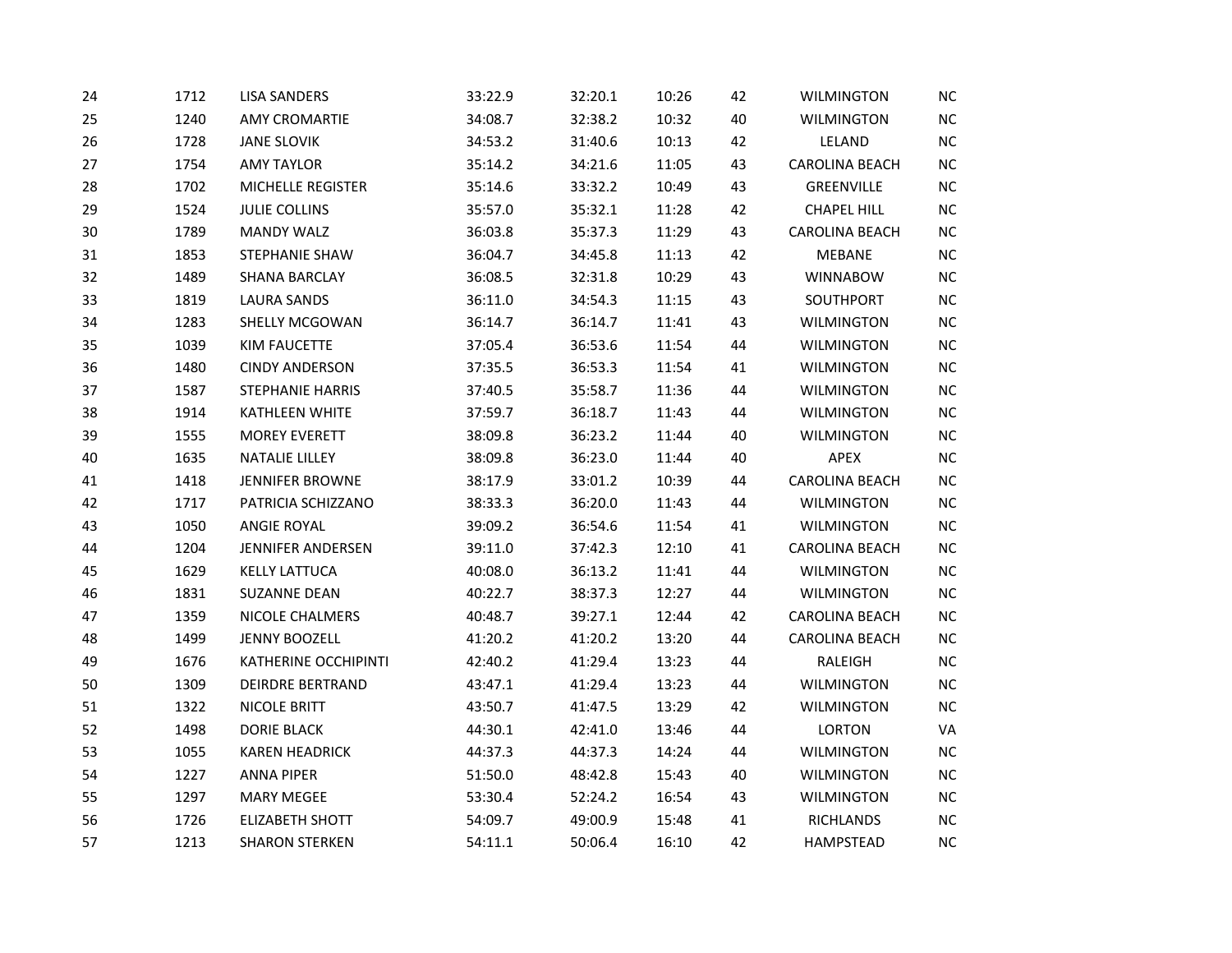| | | | | | | | | |
|---|---|---|---|---|---|---|---|---|
| 24 | 1712 | LISA SANDERS | 33:22.9 | 32:20.1 | 10:26 | 42 | WILMINGTON | NC |
| 25 | 1240 | AMY CROMARTIE | 34:08.7 | 32:38.2 | 10:32 | 40 | WILMINGTON | NC |
| 26 | 1728 | JANE SLOVIK | 34:53.2 | 31:40.6 | 10:13 | 42 | LELAND | NC |
| 27 | 1754 | AMY TAYLOR | 35:14.2 | 34:21.6 | 11:05 | 43 | CAROLINA BEACH | NC |
| 28 | 1702 | MICHELLE REGISTER | 35:14.6 | 33:32.2 | 10:49 | 43 | GREENVILLE | NC |
| 29 | 1524 | JULIE COLLINS | 35:57.0 | 35:32.1 | 11:28 | 42 | CHAPEL HILL | NC |
| 30 | 1789 | MANDY WALZ | 36:03.8 | 35:37.3 | 11:29 | 43 | CAROLINA BEACH | NC |
| 31 | 1853 | STEPHANIE SHAW | 36:04.7 | 34:45.8 | 11:13 | 42 | MEBANE | NC |
| 32 | 1489 | SHANA BARCLAY | 36:08.5 | 32:31.8 | 10:29 | 43 | WINNABOW | NC |
| 33 | 1819 | LAURA SANDS | 36:11.0 | 34:54.3 | 11:15 | 43 | SOUTHPORT | NC |
| 34 | 1283 | SHELLY MCGOWAN | 36:14.7 | 36:14.7 | 11:41 | 43 | WILMINGTON | NC |
| 35 | 1039 | KIM FAUCETTE | 37:05.4 | 36:53.6 | 11:54 | 44 | WILMINGTON | NC |
| 36 | 1480 | CINDY ANDERSON | 37:35.5 | 36:53.3 | 11:54 | 41 | WILMINGTON | NC |
| 37 | 1587 | STEPHANIE HARRIS | 37:40.5 | 35:58.7 | 11:36 | 44 | WILMINGTON | NC |
| 38 | 1914 | KATHLEEN WHITE | 37:59.7 | 36:18.7 | 11:43 | 44 | WILMINGTON | NC |
| 39 | 1555 | MOREY EVERETT | 38:09.8 | 36:23.2 | 11:44 | 40 | WILMINGTON | NC |
| 40 | 1635 | NATALIE LILLEY | 38:09.8 | 36:23.0 | 11:44 | 40 | APEX | NC |
| 41 | 1418 | JENNIFER BROWNE | 38:17.9 | 33:01.2 | 10:39 | 44 | CAROLINA BEACH | NC |
| 42 | 1717 | PATRICIA SCHIZZANO | 38:33.3 | 36:20.0 | 11:43 | 44 | WILMINGTON | NC |
| 43 | 1050 | ANGIE ROYAL | 39:09.2 | 36:54.6 | 11:54 | 41 | WILMINGTON | NC |
| 44 | 1204 | JENNIFER ANDERSEN | 39:11.0 | 37:42.3 | 12:10 | 41 | CAROLINA BEACH | NC |
| 45 | 1629 | KELLY LATTUCA | 40:08.0 | 36:13.2 | 11:41 | 44 | WILMINGTON | NC |
| 46 | 1831 | SUZANNE DEAN | 40:22.7 | 38:37.3 | 12:27 | 44 | WILMINGTON | NC |
| 47 | 1359 | NICOLE CHALMERS | 40:48.7 | 39:27.1 | 12:44 | 42 | CAROLINA BEACH | NC |
| 48 | 1499 | JENNY BOOZELL | 41:20.2 | 41:20.2 | 13:20 | 44 | CAROLINA BEACH | NC |
| 49 | 1676 | KATHERINE OCCHIPINTI | 42:40.2 | 41:29.4 | 13:23 | 44 | RALEIGH | NC |
| 50 | 1309 | DEIRDRE BERTRAND | 43:47.1 | 41:29.4 | 13:23 | 44 | WILMINGTON | NC |
| 51 | 1322 | NICOLE BRITT | 43:50.7 | 41:47.5 | 13:29 | 42 | WILMINGTON | NC |
| 52 | 1498 | DORIE BLACK | 44:30.1 | 42:41.0 | 13:46 | 44 | LORTON | VA |
| 53 | 1055 | KAREN HEADRICK | 44:37.3 | 44:37.3 | 14:24 | 44 | WILMINGTON | NC |
| 54 | 1227 | ANNA PIPER | 51:50.0 | 48:42.8 | 15:43 | 40 | WILMINGTON | NC |
| 55 | 1297 | MARY MEGEE | 53:30.4 | 52:24.2 | 16:54 | 43 | WILMINGTON | NC |
| 56 | 1726 | ELIZABETH SHOTT | 54:09.7 | 49:00.9 | 15:48 | 41 | RICHLANDS | NC |
| 57 | 1213 | SHARON STERKEN | 54:11.1 | 50:06.4 | 16:10 | 42 | HAMPSTEAD | NC |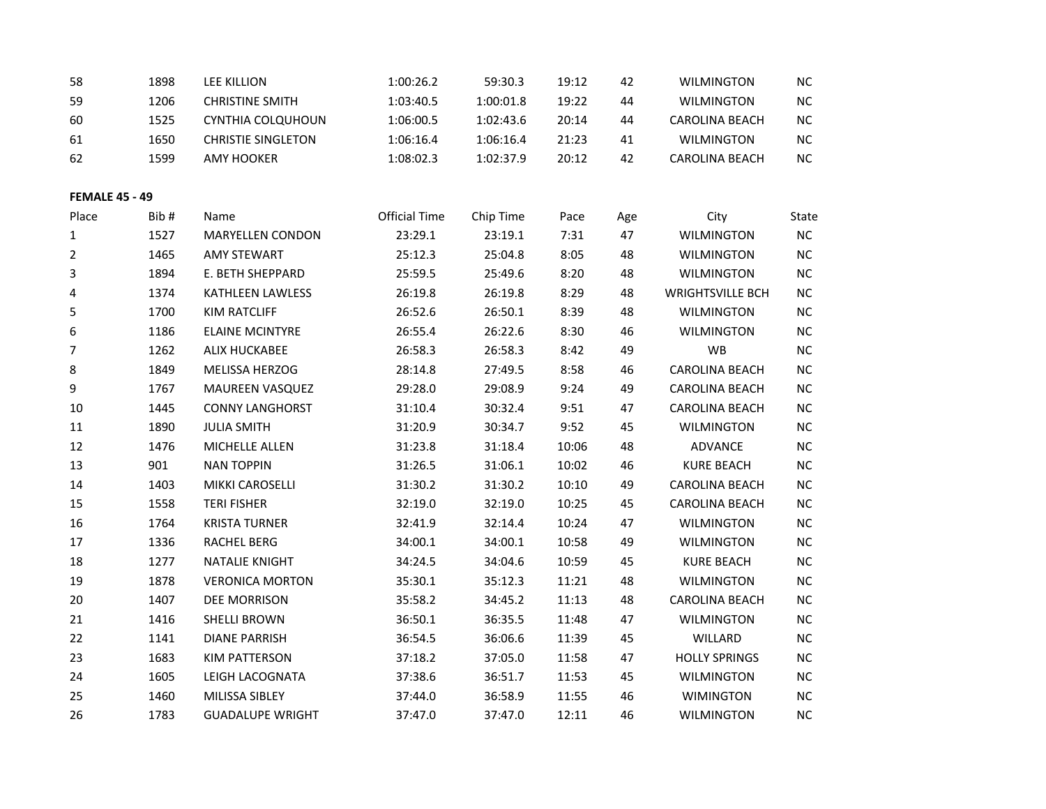| | | | | | | | | |
|---|---|---|---|---|---|---|---|---|
| 58 | 1898 | LEE KILLION | 1:00:26.2 | 59:30.3 | 19:12 | 42 | WILMINGTON | NC |
| 59 | 1206 | CHRISTINE SMITH | 1:03:40.5 | 1:00:01.8 | 19:22 | 44 | WILMINGTON | NC |
| 60 | 1525 | CYNTHIA COLQUHOUN | 1:06:00.5 | 1:02:43.6 | 20:14 | 44 | CAROLINA BEACH | NC |
| 61 | 1650 | CHRISTIE SINGLETON | 1:06:16.4 | 1:06:16.4 | 21:23 | 41 | WILMINGTON | NC |
| 62 | 1599 | AMY HOOKER | 1:08:02.3 | 1:02:37.9 | 20:12 | 42 | CAROLINA BEACH | NC |

**FEMALE 45 - 49**

| Place | Bib # | Name | Official Time | Chip Time | Pace | Age | City | State |
|---|---|---|---|---|---|---|---|---|
| 1 | 1527 | MARYELLEN CONDON | 23:29.1 | 23:19.1 | 7:31 | 47 | WILMINGTON | NC |
| 2 | 1465 | AMY STEWART | 25:12.3 | 25:04.8 | 8:05 | 48 | WILMINGTON | NC |
| 3 | 1894 | E. BETH SHEPPARD | 25:59.5 | 25:49.6 | 8:20 | 48 | WILMINGTON | NC |
| 4 | 1374 | KATHLEEN LAWLESS | 26:19.8 | 26:19.8 | 8:29 | 48 | WRIGHTSVILLE BCH | NC |
| 5 | 1700 | KIM RATCLIFF | 26:52.6 | 26:50.1 | 8:39 | 48 | WILMINGTON | NC |
| 6 | 1186 | ELAINE MCINTYRE | 26:55.4 | 26:22.6 | 8:30 | 46 | WILMINGTON | NC |
| 7 | 1262 | ALIX HUCKABEE | 26:58.3 | 26:58.3 | 8:42 | 49 | WB | NC |
| 8 | 1849 | MELISSA HERZOG | 28:14.8 | 27:49.5 | 8:58 | 46 | CAROLINA BEACH | NC |
| 9 | 1767 | MAUREEN VASQUEZ | 29:28.0 | 29:08.9 | 9:24 | 49 | CAROLINA BEACH | NC |
| 10 | 1445 | CONNY LANGHORST | 31:10.4 | 30:32.4 | 9:51 | 47 | CAROLINA BEACH | NC |
| 11 | 1890 | JULIA SMITH | 31:20.9 | 30:34.7 | 9:52 | 45 | WILMINGTON | NC |
| 12 | 1476 | MICHELLE ALLEN | 31:23.8 | 31:18.4 | 10:06 | 48 | ADVANCE | NC |
| 13 | 901 | NAN TOPPIN | 31:26.5 | 31:06.1 | 10:02 | 46 | KURE BEACH | NC |
| 14 | 1403 | MIKKI CAROSELLI | 31:30.2 | 31:30.2 | 10:10 | 49 | CAROLINA BEACH | NC |
| 15 | 1558 | TERI FISHER | 32:19.0 | 32:19.0 | 10:25 | 45 | CAROLINA BEACH | NC |
| 16 | 1764 | KRISTA TURNER | 32:41.9 | 32:14.4 | 10:24 | 47 | WILMINGTON | NC |
| 17 | 1336 | RACHEL BERG | 34:00.1 | 34:00.1 | 10:58 | 49 | WILMINGTON | NC |
| 18 | 1277 | NATALIE KNIGHT | 34:24.5 | 34:04.6 | 10:59 | 45 | KURE BEACH | NC |
| 19 | 1878 | VERONICA MORTON | 35:30.1 | 35:12.3 | 11:21 | 48 | WILMINGTON | NC |
| 20 | 1407 | DEE MORRISON | 35:58.2 | 34:45.2 | 11:13 | 48 | CAROLINA BEACH | NC |
| 21 | 1416 | SHELLI BROWN | 36:50.1 | 36:35.5 | 11:48 | 47 | WILMINGTON | NC |
| 22 | 1141 | DIANE PARRISH | 36:54.5 | 36:06.6 | 11:39 | 45 | WILLARD | NC |
| 23 | 1683 | KIM PATTERSON | 37:18.2 | 37:05.0 | 11:58 | 47 | HOLLY SPRINGS | NC |
| 24 | 1605 | LEIGH LACOGNATA | 37:38.6 | 36:51.7 | 11:53 | 45 | WILMINGTON | NC |
| 25 | 1460 | MILISSA SIBLEY | 37:44.0 | 36:58.9 | 11:55 | 46 | WIMINGTON | NC |
| 26 | 1783 | GUADALUPE WRIGHT | 37:47.0 | 37:47.0 | 12:11 | 46 | WILMINGTON | NC |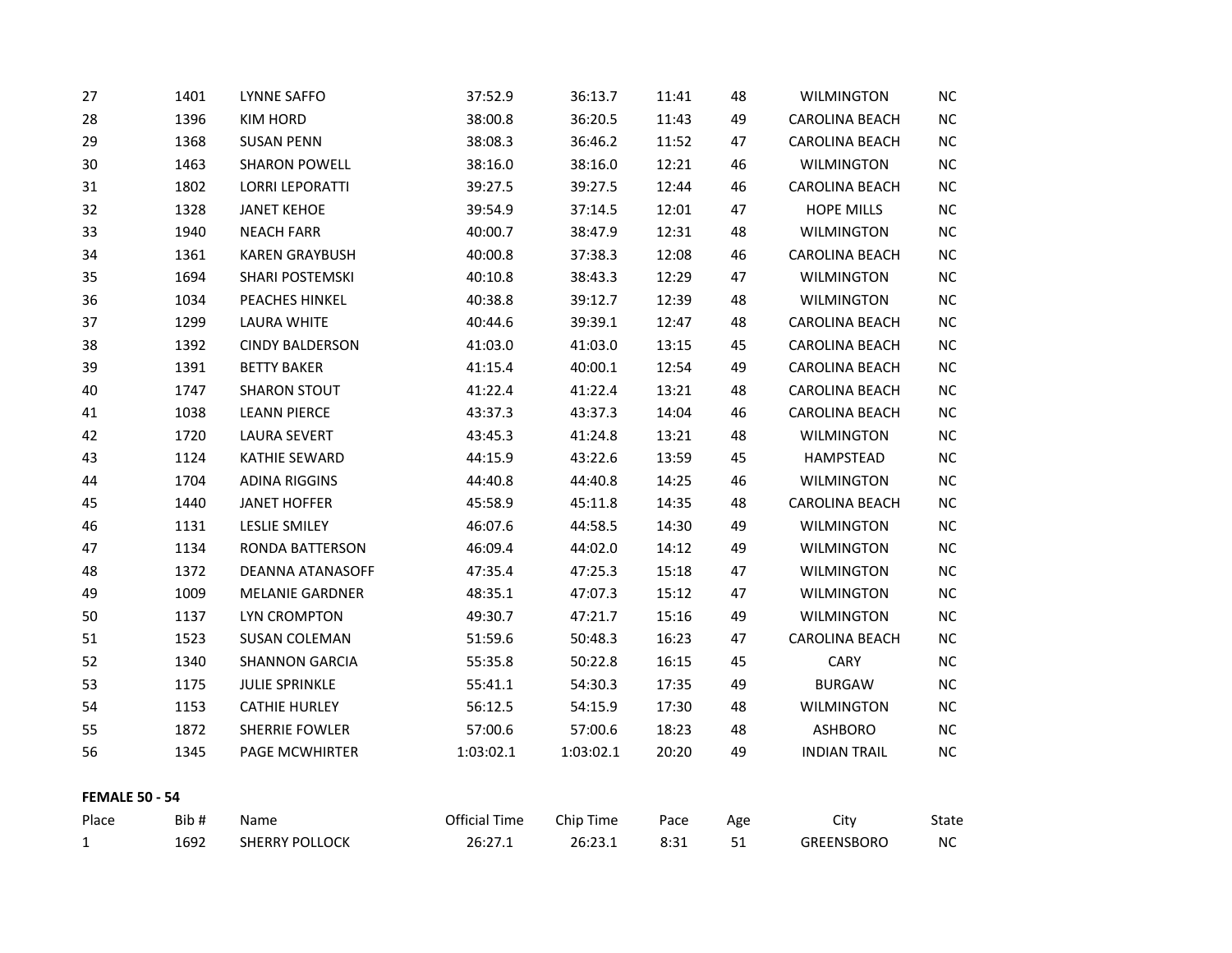| | | | | | | | | |
|---|---|---|---|---|---|---|---|---|
| 27 | 1401 | LYNNE SAFFO | 37:52.9 | 36:13.7 | 11:41 | 48 | WILMINGTON | NC |
| 28 | 1396 | KIM HORD | 38:00.8 | 36:20.5 | 11:43 | 49 | CAROLINA BEACH | NC |
| 29 | 1368 | SUSAN PENN | 38:08.3 | 36:46.2 | 11:52 | 47 | CAROLINA BEACH | NC |
| 30 | 1463 | SHARON POWELL | 38:16.0 | 38:16.0 | 12:21 | 46 | WILMINGTON | NC |
| 31 | 1802 | LORRI LEPORATTI | 39:27.5 | 39:27.5 | 12:44 | 46 | CAROLINA BEACH | NC |
| 32 | 1328 | JANET KEHOE | 39:54.9 | 37:14.5 | 12:01 | 47 | HOPE MILLS | NC |
| 33 | 1940 | NEACH FARR | 40:00.7 | 38:47.9 | 12:31 | 48 | WILMINGTON | NC |
| 34 | 1361 | KAREN GRAYBUSH | 40:00.8 | 37:38.3 | 12:08 | 46 | CAROLINA BEACH | NC |
| 35 | 1694 | SHARI POSTEMSKI | 40:10.8 | 38:43.3 | 12:29 | 47 | WILMINGTON | NC |
| 36 | 1034 | PEACHES HINKEL | 40:38.8 | 39:12.7 | 12:39 | 48 | WILMINGTON | NC |
| 37 | 1299 | LAURA WHITE | 40:44.6 | 39:39.1 | 12:47 | 48 | CAROLINA BEACH | NC |
| 38 | 1392 | CINDY BALDERSON | 41:03.0 | 41:03.0 | 13:15 | 45 | CAROLINA BEACH | NC |
| 39 | 1391 | BETTY BAKER | 41:15.4 | 40:00.1 | 12:54 | 49 | CAROLINA BEACH | NC |
| 40 | 1747 | SHARON STOUT | 41:22.4 | 41:22.4 | 13:21 | 48 | CAROLINA BEACH | NC |
| 41 | 1038 | LEANN PIERCE | 43:37.3 | 43:37.3 | 14:04 | 46 | CAROLINA BEACH | NC |
| 42 | 1720 | LAURA SEVERT | 43:45.3 | 41:24.8 | 13:21 | 48 | WILMINGTON | NC |
| 43 | 1124 | KATHIE SEWARD | 44:15.9 | 43:22.6 | 13:59 | 45 | HAMPSTEAD | NC |
| 44 | 1704 | ADINA RIGGINS | 44:40.8 | 44:40.8 | 14:25 | 46 | WILMINGTON | NC |
| 45 | 1440 | JANET HOFFER | 45:58.9 | 45:11.8 | 14:35 | 48 | CAROLINA BEACH | NC |
| 46 | 1131 | LESLIE SMILEY | 46:07.6 | 44:58.5 | 14:30 | 49 | WILMINGTON | NC |
| 47 | 1134 | RONDA BATTERSON | 46:09.4 | 44:02.0 | 14:12 | 49 | WILMINGTON | NC |
| 48 | 1372 | DEANNA ATANASOFF | 47:35.4 | 47:25.3 | 15:18 | 47 | WILMINGTON | NC |
| 49 | 1009 | MELANIE GARDNER | 48:35.1 | 47:07.3 | 15:12 | 47 | WILMINGTON | NC |
| 50 | 1137 | LYN CROMPTON | 49:30.7 | 47:21.7 | 15:16 | 49 | WILMINGTON | NC |
| 51 | 1523 | SUSAN COLEMAN | 51:59.6 | 50:48.3 | 16:23 | 47 | CAROLINA BEACH | NC |
| 52 | 1340 | SHANNON GARCIA | 55:35.8 | 50:22.8 | 16:15 | 45 | CARY | NC |
| 53 | 1175 | JULIE SPRINKLE | 55:41.1 | 54:30.3 | 17:35 | 49 | BURGAW | NC |
| 54 | 1153 | CATHIE HURLEY | 56:12.5 | 54:15.9 | 17:30 | 48 | WILMINGTON | NC |
| 55 | 1872 | SHERRIE FOWLER | 57:00.6 | 57:00.6 | 18:23 | 48 | ASHBORO | NC |
| 56 | 1345 | PAGE MCWHIRTER | 1:03:02.1 | 1:03:02.1 | 20:20 | 49 | INDIAN TRAIL | NC |

**FEMALE 50 - 54**

| Place | Bib # | Name | Official Time | Chip Time | Pace | Age | City | State |
|---|---|---|---|---|---|---|---|---|
| 1 | 1692 | SHERRY POLLOCK | 26:27.1 | 26:23.1 | 8:31 | 51 | GREENSBORO | NC |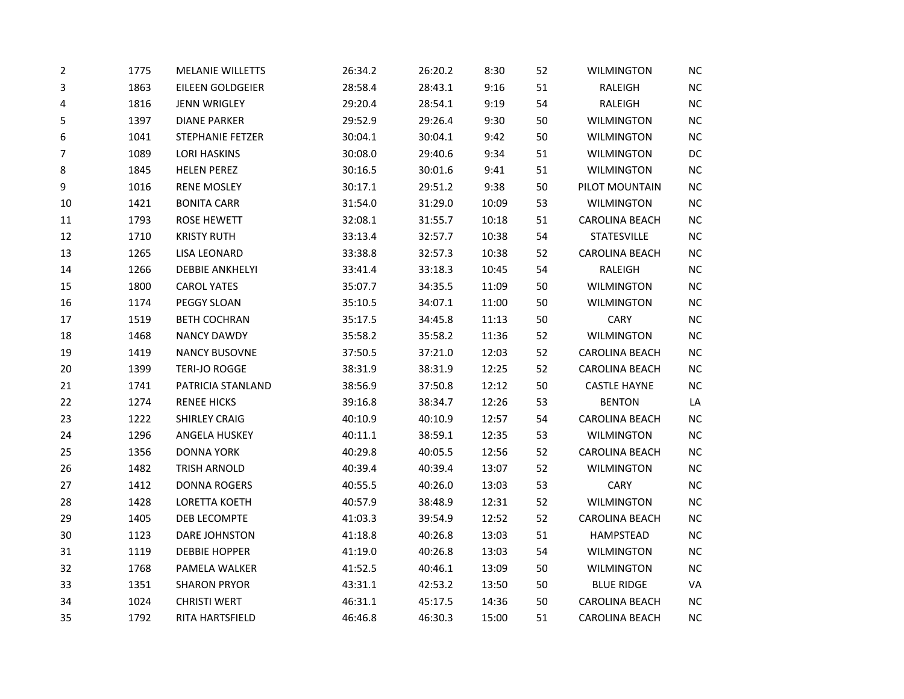| | | | | | | | | |
|---|---|---|---|---|---|---|---|---|
| 2 | 1775 | MELANIE WILLETTS | 26:34.2 | 26:20.2 | 8:30 | 52 | WILMINGTON | NC |
| 3 | 1863 | EILEEN GOLDGEIER | 28:58.4 | 28:43.1 | 9:16 | 51 | RALEIGH | NC |
| 4 | 1816 | JENN WRIGLEY | 29:20.4 | 28:54.1 | 9:19 | 54 | RALEIGH | NC |
| 5 | 1397 | DIANE PARKER | 29:52.9 | 29:26.4 | 9:30 | 50 | WILMINGTON | NC |
| 6 | 1041 | STEPHANIE FETZER | 30:04.1 | 30:04.1 | 9:42 | 50 | WILMINGTON | NC |
| 7 | 1089 | LORI HASKINS | 30:08.0 | 29:40.6 | 9:34 | 51 | WILMINGTON | DC |
| 8 | 1845 | HELEN PEREZ | 30:16.5 | 30:01.6 | 9:41 | 51 | WILMINGTON | NC |
| 9 | 1016 | RENE MOSLEY | 30:17.1 | 29:51.2 | 9:38 | 50 | PILOT MOUNTAIN | NC |
| 10 | 1421 | BONITA CARR | 31:54.0 | 31:29.0 | 10:09 | 53 | WILMINGTON | NC |
| 11 | 1793 | ROSE HEWETT | 32:08.1 | 31:55.7 | 10:18 | 51 | CAROLINA BEACH | NC |
| 12 | 1710 | KRISTY RUTH | 33:13.4 | 32:57.7 | 10:38 | 54 | STATESVILLE | NC |
| 13 | 1265 | LISA LEONARD | 33:38.8 | 32:57.3 | 10:38 | 52 | CAROLINA BEACH | NC |
| 14 | 1266 | DEBBIE ANKHELYI | 33:41.4 | 33:18.3 | 10:45 | 54 | RALEIGH | NC |
| 15 | 1800 | CAROL YATES | 35:07.7 | 34:35.5 | 11:09 | 50 | WILMINGTON | NC |
| 16 | 1174 | PEGGY SLOAN | 35:10.5 | 34:07.1 | 11:00 | 50 | WILMINGTON | NC |
| 17 | 1519 | BETH COCHRAN | 35:17.5 | 34:45.8 | 11:13 | 50 | CARY | NC |
| 18 | 1468 | NANCY DAWDY | 35:58.2 | 35:58.2 | 11:36 | 52 | WILMINGTON | NC |
| 19 | 1419 | NANCY BUSOVNE | 37:50.5 | 37:21.0 | 12:03 | 52 | CAROLINA BEACH | NC |
| 20 | 1399 | TERI-JO ROGGE | 38:31.9 | 38:31.9 | 12:25 | 52 | CAROLINA BEACH | NC |
| 21 | 1741 | PATRICIA STANLAND | 38:56.9 | 37:50.8 | 12:12 | 50 | CASTLE HAYNE | NC |
| 22 | 1274 | RENEE HICKS | 39:16.8 | 38:34.7 | 12:26 | 53 | BENTON | LA |
| 23 | 1222 | SHIRLEY CRAIG | 40:10.9 | 40:10.9 | 12:57 | 54 | CAROLINA BEACH | NC |
| 24 | 1296 | ANGELA HUSKEY | 40:11.1 | 38:59.1 | 12:35 | 53 | WILMINGTON | NC |
| 25 | 1356 | DONNA YORK | 40:29.8 | 40:05.5 | 12:56 | 52 | CAROLINA BEACH | NC |
| 26 | 1482 | TRISH ARNOLD | 40:39.4 | 40:39.4 | 13:07 | 52 | WILMINGTON | NC |
| 27 | 1412 | DONNA ROGERS | 40:55.5 | 40:26.0 | 13:03 | 53 | CARY | NC |
| 28 | 1428 | LORETTA KOETH | 40:57.9 | 38:48.9 | 12:31 | 52 | WILMINGTON | NC |
| 29 | 1405 | DEB LECOMPTE | 41:03.3 | 39:54.9 | 12:52 | 52 | CAROLINA BEACH | NC |
| 30 | 1123 | DARE JOHNSTON | 41:18.8 | 40:26.8 | 13:03 | 51 | HAMPSTEAD | NC |
| 31 | 1119 | DEBBIE HOPPER | 41:19.0 | 40:26.8 | 13:03 | 54 | WILMINGTON | NC |
| 32 | 1768 | PAMELA WALKER | 41:52.5 | 40:46.1 | 13:09 | 50 | WILMINGTON | NC |
| 33 | 1351 | SHARON PRYOR | 43:31.1 | 42:53.2 | 13:50 | 50 | BLUE RIDGE | VA |
| 34 | 1024 | CHRISTI WERT | 46:31.1 | 45:17.5 | 14:36 | 50 | CAROLINA BEACH | NC |
| 35 | 1792 | RITA HARTSFIELD | 46:46.8 | 46:30.3 | 15:00 | 51 | CAROLINA BEACH | NC |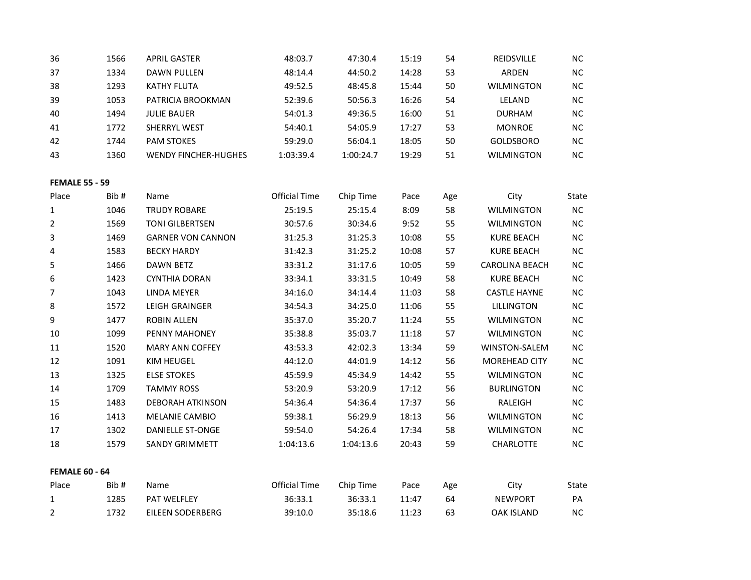| Place | Bib # | Name | Official Time | Chip Time | Pace | Age | City | State |
|---|---|---|---|---|---|---|---|---|
| 36 | 1566 | APRIL GASTER | 48:03.7 | 47:30.4 | 15:19 | 54 | REIDSVILLE | NC |
| 37 | 1334 | DAWN PULLEN | 48:14.4 | 44:50.2 | 14:28 | 53 | ARDEN | NC |
| 38 | 1293 | KATHY FLUTA | 49:52.5 | 48:45.8 | 15:44 | 50 | WILMINGTON | NC |
| 39 | 1053 | PATRICIA BROOKMAN | 52:39.6 | 50:56.3 | 16:26 | 54 | LELAND | NC |
| 40 | 1494 | JULIE BAUER | 54:01.3 | 49:36.5 | 16:00 | 51 | DURHAM | NC |
| 41 | 1772 | SHERRYL WEST | 54:40.1 | 54:05.9 | 17:27 | 53 | MONROE | NC |
| 42 | 1744 | PAM STOKES | 59:29.0 | 56:04.1 | 18:05 | 50 | GOLDSBORO | NC |
| 43 | 1360 | WENDY FINCHER-HUGHES | 1:03:39.4 | 1:00:24.7 | 19:29 | 51 | WILMINGTON | NC |

**FEMALE 55 - 59**

| Place | Bib # | Name | Official Time | Chip Time | Pace | Age | City | State |
|---|---|---|---|---|---|---|---|---|
| 1 | 1046 | TRUDY ROBARE | 25:19.5 | 25:15.4 | 8:09 | 58 | WILMINGTON | NC |
| 2 | 1569 | TONI GILBERTSEN | 30:57.6 | 30:34.6 | 9:52 | 55 | WILMINGTON | NC |
| 3 | 1469 | GARNER VON CANNON | 31:25.3 | 31:25.3 | 10:08 | 55 | KURE BEACH | NC |
| 4 | 1583 | BECKY HARDY | 31:42.3 | 31:25.2 | 10:08 | 57 | KURE BEACH | NC |
| 5 | 1466 | DAWN BETZ | 33:31.2 | 31:17.6 | 10:05 | 59 | CAROLINA BEACH | NC |
| 6 | 1423 | CYNTHIA DORAN | 33:34.1 | 33:31.5 | 10:49 | 58 | KURE BEACH | NC |
| 7 | 1043 | LINDA MEYER | 34:16.0 | 34:14.4 | 11:03 | 58 | CASTLE HAYNE | NC |
| 8 | 1572 | LEIGH GRAINGER | 34:54.3 | 34:25.0 | 11:06 | 55 | LILLINGTON | NC |
| 9 | 1477 | ROBIN ALLEN | 35:37.0 | 35:20.7 | 11:24 | 55 | WILMINGTON | NC |
| 10 | 1099 | PENNY MAHONEY | 35:38.8 | 35:03.7 | 11:18 | 57 | WILMINGTON | NC |
| 11 | 1520 | MARY ANN COFFEY | 43:53.3 | 42:02.3 | 13:34 | 59 | WINSTON-SALEM | NC |
| 12 | 1091 | KIM HEUGEL | 44:12.0 | 44:01.9 | 14:12 | 56 | MOREHEAD CITY | NC |
| 13 | 1325 | ELSE STOKES | 45:59.9 | 45:34.9 | 14:42 | 55 | WILMINGTON | NC |
| 14 | 1709 | TAMMY ROSS | 53:20.9 | 53:20.9 | 17:12 | 56 | BURLINGTON | NC |
| 15 | 1483 | DEBORAH ATKINSON | 54:36.4 | 54:36.4 | 17:37 | 56 | RALEIGH | NC |
| 16 | 1413 | MELANIE CAMBIO | 59:38.1 | 56:29.9 | 18:13 | 56 | WILMINGTON | NC |
| 17 | 1302 | DANIELLE ST-ONGE | 59:54.0 | 54:26.4 | 17:34 | 58 | WILMINGTON | NC |
| 18 | 1579 | SANDY GRIMMETT | 1:04:13.6 | 1:04:13.6 | 20:43 | 59 | CHARLOTTE | NC |

**FEMALE 60 - 64**

| Place | Bib # | Name | Official Time | Chip Time | Pace | Age | City | State |
|---|---|---|---|---|---|---|---|---|
| 1 | 1285 | PAT WELFLEY | 36:33.1 | 36:33.1 | 11:47 | 64 | NEWPORT | PA |
| 2 | 1732 | EILEEN SODERBERG | 39:10.0 | 35:18.6 | 11:23 | 63 | OAK ISLAND | NC |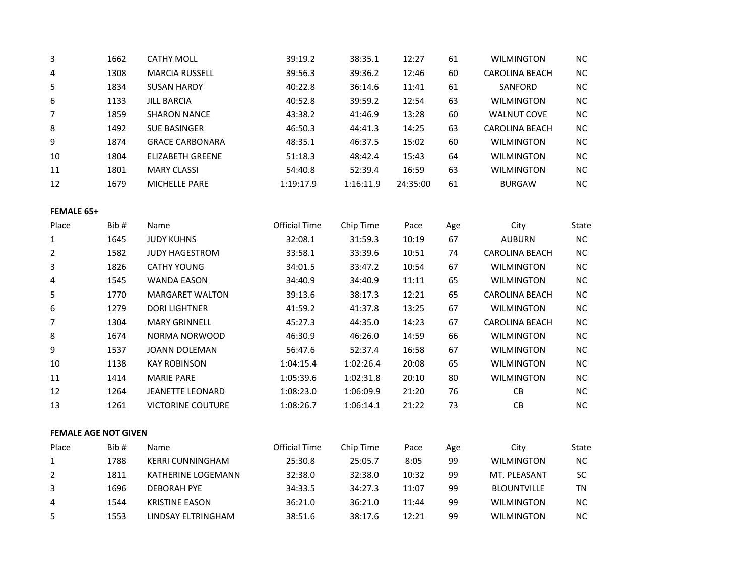| Place | Bib # | Name | Official Time | Chip Time | Pace | Age | City | State |
|---|---|---|---|---|---|---|---|---|
| 3 | 1662 | CATHY MOLL | 39:19.2 | 38:35.1 | 12:27 | 61 | WILMINGTON | NC |
| 4 | 1308 | MARCIA RUSSELL | 39:56.3 | 39:36.2 | 12:46 | 60 | CAROLINA BEACH | NC |
| 5 | 1834 | SUSAN HARDY | 40:22.8 | 36:14.6 | 11:41 | 61 | SANFORD | NC |
| 6 | 1133 | JILL BARCIA | 40:52.8 | 39:59.2 | 12:54 | 63 | WILMINGTON | NC |
| 7 | 1859 | SHARON NANCE | 43:38.2 | 41:46.9 | 13:28 | 60 | WALNUT COVE | NC |
| 8 | 1492 | SUE BASINGER | 46:50.3 | 44:41.3 | 14:25 | 63 | CAROLINA BEACH | NC |
| 9 | 1874 | GRACE CARBONARA | 48:35.1 | 46:37.5 | 15:02 | 60 | WILMINGTON | NC |
| 10 | 1804 | ELIZABETH GREENE | 51:18.3 | 48:42.4 | 15:43 | 64 | WILMINGTON | NC |
| 11 | 1801 | MARY CLASSI | 54:40.8 | 52:39.4 | 16:59 | 63 | WILMINGTON | NC |
| 12 | 1679 | MICHELLE PARE | 1:19:17.9 | 1:16:11.9 | 24:35:00 | 61 | BURGAW | NC |

**FEMALE 65+**

| Place | Bib # | Name | Official Time | Chip Time | Pace | Age | City | State |
|---|---|---|---|---|---|---|---|---|
| 1 | 1645 | JUDY KUHNS | 32:08.1 | 31:59.3 | 10:19 | 67 | AUBURN | NC |
| 2 | 1582 | JUDY HAGESTROM | 33:58.1 | 33:39.6 | 10:51 | 74 | CAROLINA BEACH | NC |
| 3 | 1826 | CATHY YOUNG | 34:01.5 | 33:47.2 | 10:54 | 67 | WILMINGTON | NC |
| 4 | 1545 | WANDA EASON | 34:40.9 | 34:40.9 | 11:11 | 65 | WILMINGTON | NC |
| 5 | 1770 | MARGARET WALTON | 39:13.6 | 38:17.3 | 12:21 | 65 | CAROLINA BEACH | NC |
| 6 | 1279 | DORI LIGHTNER | 41:59.2 | 41:37.8 | 13:25 | 67 | WILMINGTON | NC |
| 7 | 1304 | MARY GRINNELL | 45:27.3 | 44:35.0 | 14:23 | 67 | CAROLINA BEACH | NC |
| 8 | 1674 | NORMA NORWOOD | 46:30.9 | 46:26.0 | 14:59 | 66 | WILMINGTON | NC |
| 9 | 1537 | JOANN DOLEMAN | 56:47.6 | 52:37.4 | 16:58 | 67 | WILMINGTON | NC |
| 10 | 1138 | KAY ROBINSON | 1:04:15.4 | 1:02:26.4 | 20:08 | 65 | WILMINGTON | NC |
| 11 | 1414 | MARIE PARE | 1:05:39.6 | 1:02:31.8 | 20:10 | 80 | WILMINGTON | NC |
| 12 | 1264 | JEANETTE LEONARD | 1:08:23.0 | 1:06:09.9 | 21:20 | 76 | CB | NC |
| 13 | 1261 | VICTORINE COUTURE | 1:08:26.7 | 1:06:14.1 | 21:22 | 73 | CB | NC |

**FEMALE AGE NOT GIVEN**

| Place | Bib # | Name | Official Time | Chip Time | Pace | Age | City | State |
|---|---|---|---|---|---|---|---|---|
| 1 | 1788 | KERRI CUNNINGHAM | 25:30.8 | 25:05.7 | 8:05 | 99 | WILMINGTON | NC |
| 2 | 1811 | KATHERINE LOGEMANN | 32:38.0 | 32:38.0 | 10:32 | 99 | MT. PLEASANT | SC |
| 3 | 1696 | DEBORAH PYE | 34:33.5 | 34:27.3 | 11:07 | 99 | BLOUNTVILLE | TN |
| 4 | 1544 | KRISTINE EASON | 36:21.0 | 36:21.0 | 11:44 | 99 | WILMINGTON | NC |
| 5 | 1553 | LINDSAY ELTRINGHAM | 38:51.6 | 38:17.6 | 12:21 | 99 | WILMINGTON | NC |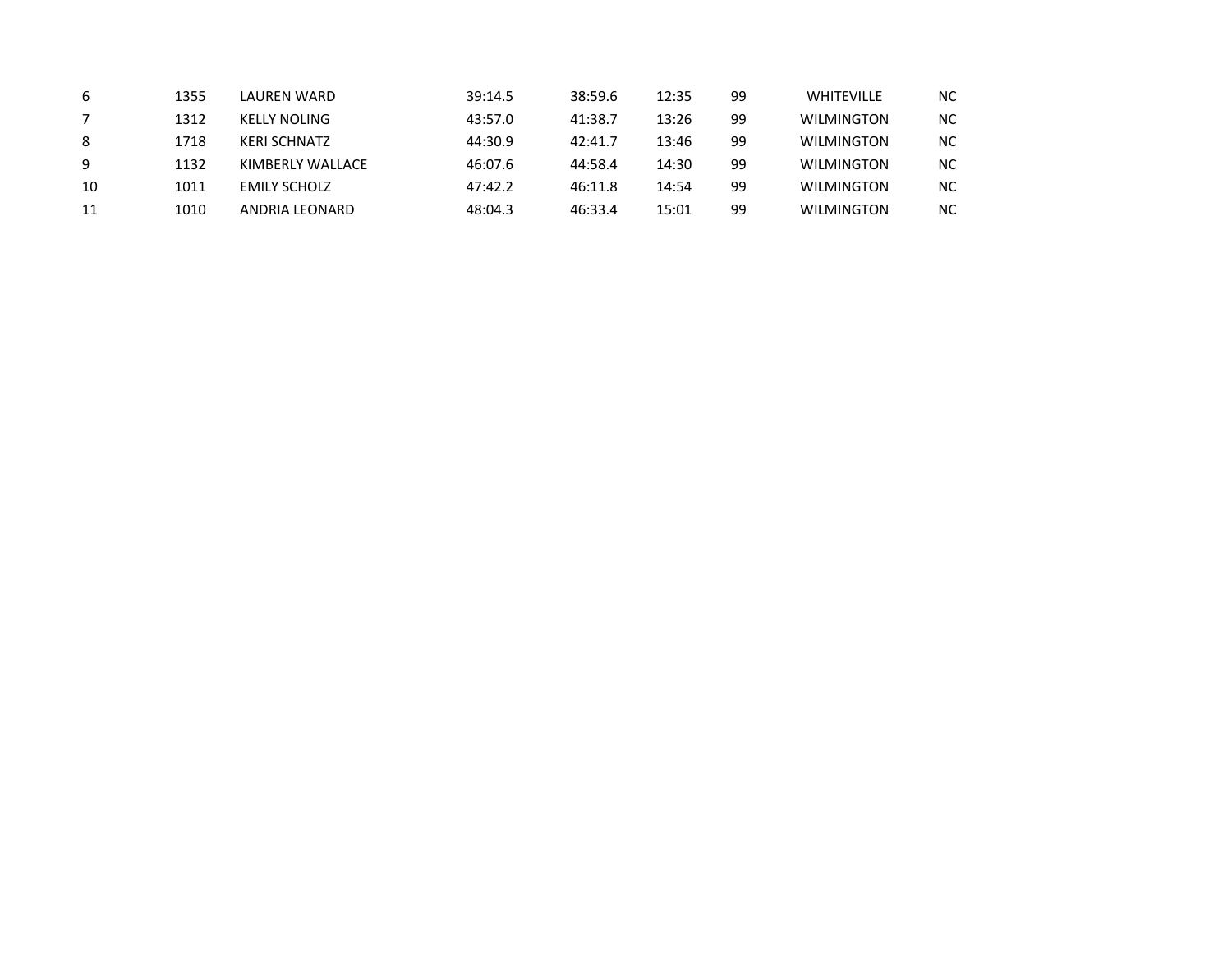| | | | | | | | | |
|---|---|---|---|---|---|---|---|---|
| 6 | 1355 | LAUREN WARD | 39:14.5 | 38:59.6 | 12:35 | 99 | WHITEVILLE | NC |
| 7 | 1312 | KELLY NOLING | 43:57.0 | 41:38.7 | 13:26 | 99 | WILMINGTON | NC |
| 8 | 1718 | KERI SCHNATZ | 44:30.9 | 42:41.7 | 13:46 | 99 | WILMINGTON | NC |
| 9 | 1132 | KIMBERLY WALLACE | 46:07.6 | 44:58.4 | 14:30 | 99 | WILMINGTON | NC |
| 10 | 1011 | EMILY SCHOLZ | 47:42.2 | 46:11.8 | 14:54 | 99 | WILMINGTON | NC |
| 11 | 1010 | ANDRIA LEONARD | 48:04.3 | 46:33.4 | 15:01 | 99 | WILMINGTON | NC |